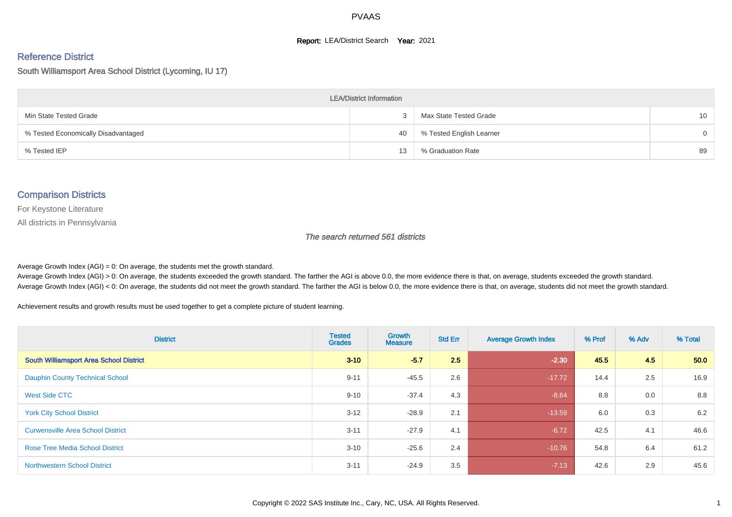PVAAS

**Report:** LEA/District Search **Year:** 2021

## Reference District

South Williamsport Area School District (Lycoming, IU 17)

| LEA/District Information | | | |
|---|---|---|---|
| Min State Tested Grade | 3 | Max State Tested Grade | 10 |
| % Tested Economically Disadvantaged | 40 | % Tested English Learner | 0 |
| % Tested IEP | 13 | % Graduation Rate | 89 |

## Comparison Districts

For Keystone Literature

All districts in Pennsylvania

*The search returned 561 districts*

Average Growth Index (AGI) = 0: On average, the students met the growth standard.
Average Growth Index (AGI) > 0: On average, the students exceeded the growth standard. The farther the AGI is above 0.0, the more evidence there is that, on average, students exceeded the growth standard.
Average Growth Index (AGI) < 0: On average, the students did not meet the growth standard. The farther the AGI is below 0.0, the more evidence there is that, on average, students did not meet the growth standard.

Achievement results and growth results must be used together to get a complete picture of student learning.

| District | Tested Grades | Growth Measure | Std Err | Average Growth Index | % Prof | % Adv | % Total |
|---|---|---|---|---|---|---|---|
| **South Williamsport Area School District** | **3-10** | **-5.7** | **2.5** | **-2.30** | **45.5** | **4.5** | **50.0** |
| Dauphin County Technical School | 9-11 | -45.5 | 2.6 | -17.72 | 14.4 | 2.5 | 16.9 |
| West Side CTC | 9-10 | -37.4 | 4.3 | -8.64 | 8.8 | 0.0 | 8.8 |
| York City School District | 3-12 | -28.9 | 2.1 | -13.59 | 6.0 | 0.3 | 6.2 |
| Curwensville Area School District | 3-11 | -27.9 | 4.1 | -6.72 | 42.5 | 4.1 | 46.6 |
| Rose Tree Media School District | 3-10 | -25.6 | 2.4 | -10.76 | 54.8 | 6.4 | 61.2 |
| Northwestern School District | 3-11 | -24.9 | 3.5 | -7.13 | 42.6 | 2.9 | 45.6 |

Copyright © 2022 SAS Institute Inc., Cary, NC, USA. All Rights Reserved.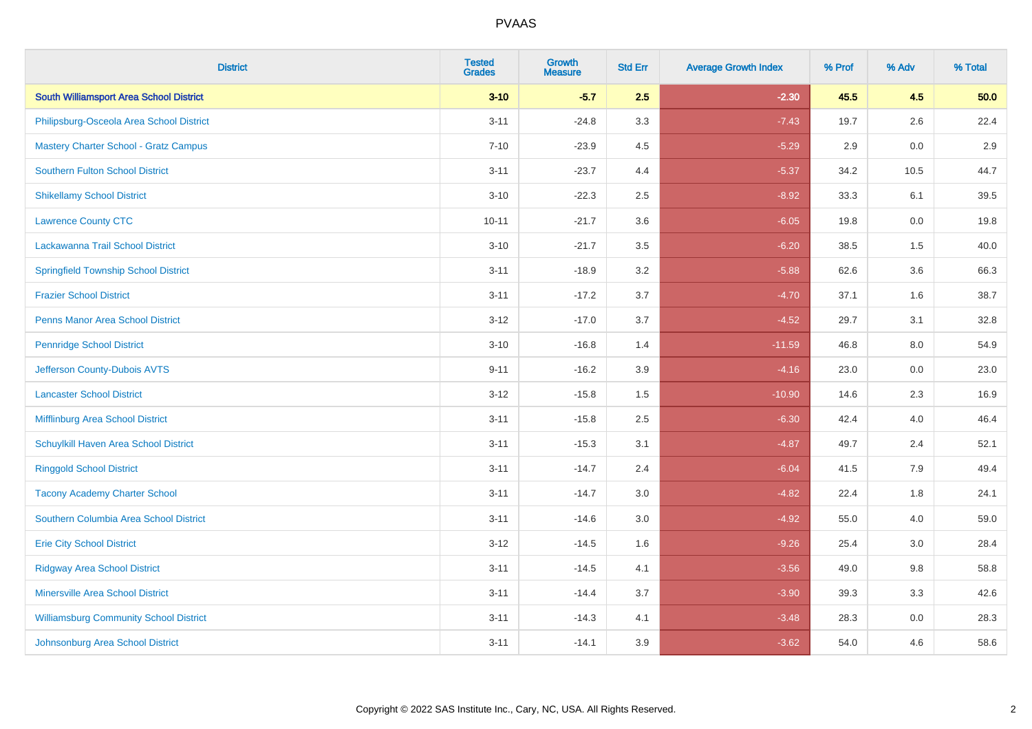| District | Tested Grades | Growth Measure | Std Err | Average Growth Index | % Prof | % Adv | % Total |
|---|---|---|---|---|---|---|---|
| **South Williamsport Area School District** | **3-10** | **-5.7** | **2.5** | **-2.30** | **45.5** | **4.5** | **50.0** |
| Philipsburg-Osceola Area School District | 3-11 | -24.8 | 3.3 | -7.43 | 19.7 | 2.6 | 22.4 |
| Mastery Charter School - Gratz Campus | 7-10 | -23.9 | 4.5 | -5.29 | 2.9 | 0.0 | 2.9 |
| Southern Fulton School District | 3-11 | -23.7 | 4.4 | -5.37 | 34.2 | 10.5 | 44.7 |
| Shikellamy School District | 3-10 | -22.3 | 2.5 | -8.92 | 33.3 | 6.1 | 39.5 |
| Lawrence County CTC | 10-11 | -21.7 | 3.6 | -6.05 | 19.8 | 0.0 | 19.8 |
| Lackawanna Trail School District | 3-10 | -21.7 | 3.5 | -6.20 | 38.5 | 1.5 | 40.0 |
| Springfield Township School District | 3-11 | -18.9 | 3.2 | -5.88 | 62.6 | 3.6 | 66.3 |
| Frazier School District | 3-11 | -17.2 | 3.7 | -4.70 | 37.1 | 1.6 | 38.7 |
| Penns Manor Area School District | 3-12 | -17.0 | 3.7 | -4.52 | 29.7 | 3.1 | 32.8 |
| Pennridge School District | 3-10 | -16.8 | 1.4 | -11.59 | 46.8 | 8.0 | 54.9 |
| Jefferson County-Dubois AVTS | 9-11 | -16.2 | 3.9 | -4.16 | 23.0 | 0.0 | 23.0 |
| Lancaster School District | 3-12 | -15.8 | 1.5 | -10.90 | 14.6 | 2.3 | 16.9 |
| Mifflinburg Area School District | 3-11 | -15.8 | 2.5 | -6.30 | 42.4 | 4.0 | 46.4 |
| Schuylkill Haven Area School District | 3-11 | -15.3 | 3.1 | -4.87 | 49.7 | 2.4 | 52.1 |
| Ringgold School District | 3-11 | -14.7 | 2.4 | -6.04 | 41.5 | 7.9 | 49.4 |
| Tacony Academy Charter School | 3-11 | -14.7 | 3.0 | -4.82 | 22.4 | 1.8 | 24.1 |
| Southern Columbia Area School District | 3-11 | -14.6 | 3.0 | -4.92 | 55.0 | 4.0 | 59.0 |
| Erie City School District | 3-12 | -14.5 | 1.6 | -9.26 | 25.4 | 3.0 | 28.4 |
| Ridgway Area School District | 3-11 | -14.5 | 4.1 | -3.56 | 49.0 | 9.8 | 58.8 |
| Minersville Area School District | 3-11 | -14.4 | 3.7 | -3.90 | 39.3 | 3.3 | 42.6 |
| Williamsburg Community School District | 3-11 | -14.3 | 4.1 | -3.48 | 28.3 | 0.0 | 28.3 |
| Johnsonburg Area School District | 3-11 | -14.1 | 3.9 | -3.62 | 54.0 | 4.6 | 58.6 |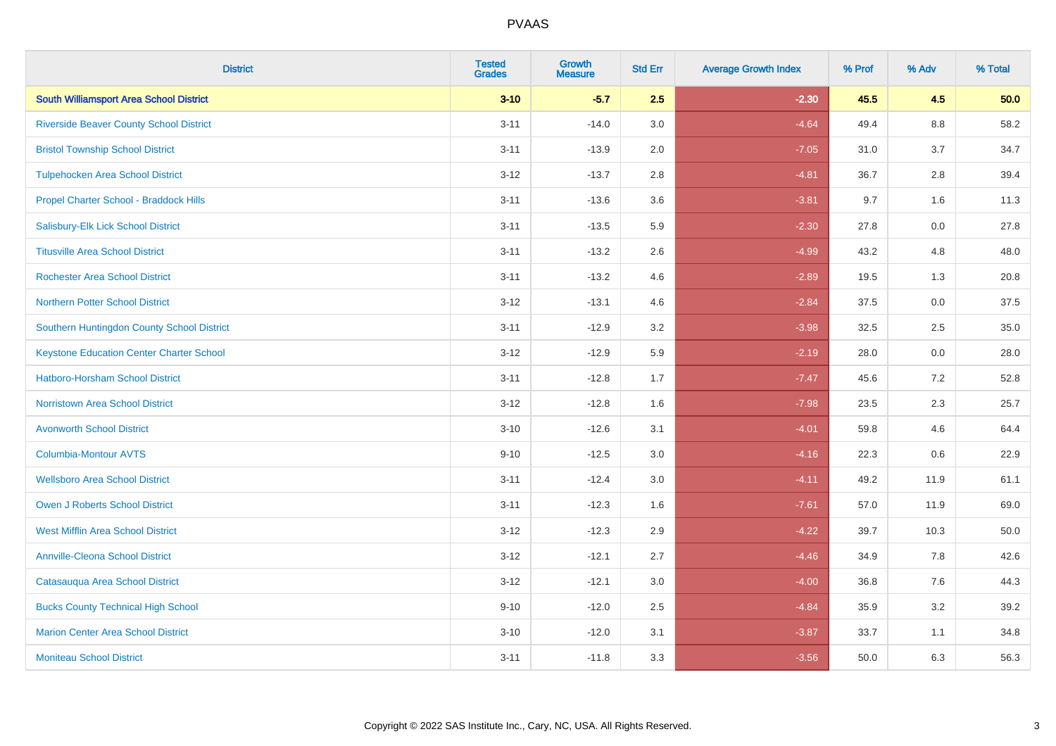| District | Tested Grades | Growth Measure | Std Err | Average Growth Index | % Prof | % Adv | % Total |
|---|---|---|---|---|---|---|---|
| **South Williamsport Area School District** | **3-10** | **-5.7** | **2.5** | **-2.30** | **45.5** | **4.5** | **50.0** |
| Riverside Beaver County School District | 3-11 | -14.0 | 3.0 | -4.64 | 49.4 | 8.8 | 58.2 |
| Bristol Township School District | 3-11 | -13.9 | 2.0 | -7.05 | 31.0 | 3.7 | 34.7 |
| Tulpehocken Area School District | 3-12 | -13.7 | 2.8 | -4.81 | 36.7 | 2.8 | 39.4 |
| Propel Charter School - Braddock Hills | 3-11 | -13.6 | 3.6 | -3.81 | 9.7 | 1.6 | 11.3 |
| Salisbury-Elk Lick School District | 3-11 | -13.5 | 5.9 | -2.30 | 27.8 | 0.0 | 27.8 |
| Titusville Area School District | 3-11 | -13.2 | 2.6 | -4.99 | 43.2 | 4.8 | 48.0 |
| Rochester Area School District | 3-11 | -13.2 | 4.6 | -2.89 | 19.5 | 1.3 | 20.8 |
| Northern Potter School District | 3-12 | -13.1 | 4.6 | -2.84 | 37.5 | 0.0 | 37.5 |
| Southern Huntingdon County School District | 3-11 | -12.9 | 3.2 | -3.98 | 32.5 | 2.5 | 35.0 |
| Keystone Education Center Charter School | 3-12 | -12.9 | 5.9 | -2.19 | 28.0 | 0.0 | 28.0 |
| Hatboro-Horsham School District | 3-11 | -12.8 | 1.7 | -7.47 | 45.6 | 7.2 | 52.8 |
| Norristown Area School District | 3-12 | -12.8 | 1.6 | -7.98 | 23.5 | 2.3 | 25.7 |
| Avonworth School District | 3-10 | -12.6 | 3.1 | -4.01 | 59.8 | 4.6 | 64.4 |
| Columbia-Montour AVTS | 9-10 | -12.5 | 3.0 | -4.16 | 22.3 | 0.6 | 22.9 |
| Wellsboro Area School District | 3-11 | -12.4 | 3.0 | -4.11 | 49.2 | 11.9 | 61.1 |
| Owen J Roberts School District | 3-11 | -12.3 | 1.6 | -7.61 | 57.0 | 11.9 | 69.0 |
| West Mifflin Area School District | 3-12 | -12.3 | 2.9 | -4.22 | 39.7 | 10.3 | 50.0 |
| Annville-Cleona School District | 3-12 | -12.1 | 2.7 | -4.46 | 34.9 | 7.8 | 42.6 |
| Catasauqua Area School District | 3-12 | -12.1 | 3.0 | -4.00 | 36.8 | 7.6 | 44.3 |
| Bucks County Technical High School | 9-10 | -12.0 | 2.5 | -4.84 | 35.9 | 3.2 | 39.2 |
| Marion Center Area School District | 3-10 | -12.0 | 3.1 | -3.87 | 33.7 | 1.1 | 34.8 |
| Moniteau School District | 3-11 | -11.8 | 3.3 | -3.56 | 50.0 | 6.3 | 56.3 |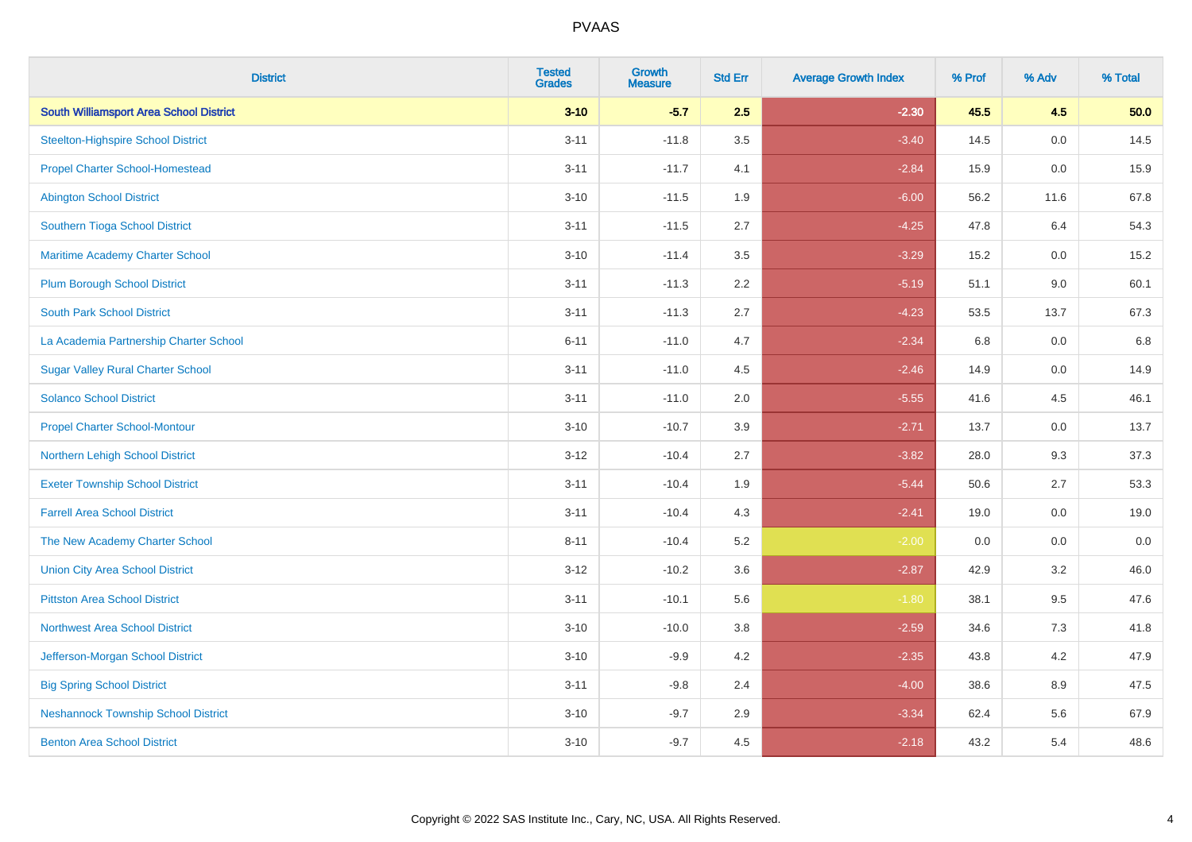| District | Tested Grades | Growth Measure | Std Err | Average Growth Index | % Prof | % Adv | % Total |
|---|---|---|---|---|---|---|---|
| **South Williamsport Area School District** | **3-10** | **-5.7** | **2.5** | **-2.30** | **45.5** | **4.5** | **50.0** |
| Steelton-Highspire School District | 3-11 | -11.8 | 3.5 | -3.40 | 14.5 | 0.0 | 14.5 |
| Propel Charter School-Homestead | 3-11 | -11.7 | 4.1 | -2.84 | 15.9 | 0.0 | 15.9 |
| Abington School District | 3-10 | -11.5 | 1.9 | -6.00 | 56.2 | 11.6 | 67.8 |
| Southern Tioga School District | 3-11 | -11.5 | 2.7 | -4.25 | 47.8 | 6.4 | 54.3 |
| Maritime Academy Charter School | 3-10 | -11.4 | 3.5 | -3.29 | 15.2 | 0.0 | 15.2 |
| Plum Borough School District | 3-11 | -11.3 | 2.2 | -5.19 | 51.1 | 9.0 | 60.1 |
| South Park School District | 3-11 | -11.3 | 2.7 | -4.23 | 53.5 | 13.7 | 67.3 |
| La Academia Partnership Charter School | 6-11 | -11.0 | 4.7 | -2.34 | 6.8 | 0.0 | 6.8 |
| Sugar Valley Rural Charter School | 3-11 | -11.0 | 4.5 | -2.46 | 14.9 | 0.0 | 14.9 |
| Solanco School District | 3-11 | -11.0 | 2.0 | -5.55 | 41.6 | 4.5 | 46.1 |
| Propel Charter School-Montour | 3-10 | -10.7 | 3.9 | -2.71 | 13.7 | 0.0 | 13.7 |
| Northern Lehigh School District | 3-12 | -10.4 | 2.7 | -3.82 | 28.0 | 9.3 | 37.3 |
| Exeter Township School District | 3-11 | -10.4 | 1.9 | -5.44 | 50.6 | 2.7 | 53.3 |
| Farrell Area School District | 3-11 | -10.4 | 4.3 | -2.41 | 19.0 | 0.0 | 19.0 |
| The New Academy Charter School | 8-11 | -10.4 | 5.2 | -2.00 | 0.0 | 0.0 | 0.0 |
| Union City Area School District | 3-12 | -10.2 | 3.6 | -2.87 | 42.9 | 3.2 | 46.0 |
| Pittston Area School District | 3-11 | -10.1 | 5.6 | -1.80 | 38.1 | 9.5 | 47.6 |
| Northwest Area School District | 3-10 | -10.0 | 3.8 | -2.59 | 34.6 | 7.3 | 41.8 |
| Jefferson-Morgan School District | 3-10 | -9.9 | 4.2 | -2.35 | 43.8 | 4.2 | 47.9 |
| Big Spring School District | 3-11 | -9.8 | 2.4 | -4.00 | 38.6 | 8.9 | 47.5 |
| Neshannock Township School District | 3-10 | -9.7 | 2.9 | -3.34 | 62.4 | 5.6 | 67.9 |
| Benton Area School District | 3-10 | -9.7 | 4.5 | -2.18 | 43.2 | 5.4 | 48.6 |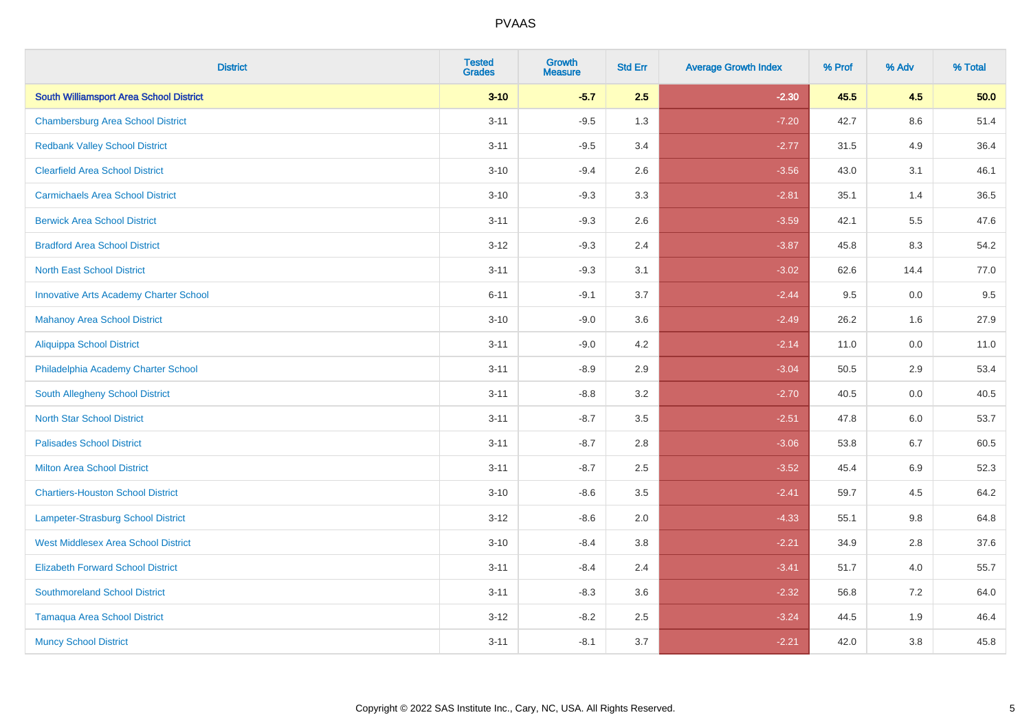# PVAAS

| District | Tested Grades | Growth Measure | Std Err | Average Growth Index | % Prof | % Adv | % Total |
|---|---|---|---|---|---|---|---|
| **South Williamsport Area School District** | **3-10** | **-5.7** | **2.5** | **-2.30** | **45.5** | **4.5** | **50.0** |
| Chambersburg Area School District | 3-11 | -9.5 | 1.3 | -7.20 | 42.7 | 8.6 | 51.4 |
| Redbank Valley School District | 3-11 | -9.5 | 3.4 | -2.77 | 31.5 | 4.9 | 36.4 |
| Clearfield Area School District | 3-10 | -9.4 | 2.6 | -3.56 | 43.0 | 3.1 | 46.1 |
| Carmichaels Area School District | 3-10 | -9.3 | 3.3 | -2.81 | 35.1 | 1.4 | 36.5 |
| Berwick Area School District | 3-11 | -9.3 | 2.6 | -3.59 | 42.1 | 5.5 | 47.6 |
| Bradford Area School District | 3-12 | -9.3 | 2.4 | -3.87 | 45.8 | 8.3 | 54.2 |
| North East School District | 3-11 | -9.3 | 3.1 | -3.02 | 62.6 | 14.4 | 77.0 |
| Innovative Arts Academy Charter School | 6-11 | -9.1 | 3.7 | -2.44 | 9.5 | 0.0 | 9.5 |
| Mahanoy Area School District | 3-10 | -9.0 | 3.6 | -2.49 | 26.2 | 1.6 | 27.9 |
| Aliquippa School District | 3-11 | -9.0 | 4.2 | -2.14 | 11.0 | 0.0 | 11.0 |
| Philadelphia Academy Charter School | 3-11 | -8.9 | 2.9 | -3.04 | 50.5 | 2.9 | 53.4 |
| South Allegheny School District | 3-11 | -8.8 | 3.2 | -2.70 | 40.5 | 0.0 | 40.5 |
| North Star School District | 3-11 | -8.7 | 3.5 | -2.51 | 47.8 | 6.0 | 53.7 |
| Palisades School District | 3-11 | -8.7 | 2.8 | -3.06 | 53.8 | 6.7 | 60.5 |
| Milton Area School District | 3-11 | -8.7 | 2.5 | -3.52 | 45.4 | 6.9 | 52.3 |
| Chartiers-Houston School District | 3-10 | -8.6 | 3.5 | -2.41 | 59.7 | 4.5 | 64.2 |
| Lampeter-Strasburg School District | 3-12 | -8.6 | 2.0 | -4.33 | 55.1 | 9.8 | 64.8 |
| West Middlesex Area School District | 3-10 | -8.4 | 3.8 | -2.21 | 34.9 | 2.8 | 37.6 |
| Elizabeth Forward School District | 3-11 | -8.4 | 2.4 | -3.41 | 51.7 | 4.0 | 55.7 |
| Southmoreland School District | 3-11 | -8.3 | 3.6 | -2.32 | 56.8 | 7.2 | 64.0 |
| Tamaqua Area School District | 3-12 | -8.2 | 2.5 | -3.24 | 44.5 | 1.9 | 46.4 |
| Muncy School District | 3-11 | -8.1 | 3.7 | -2.21 | 42.0 | 3.8 | 45.8 |

Copyright © 2022 SAS Institute Inc., Cary, NC, USA. All Rights Reserved.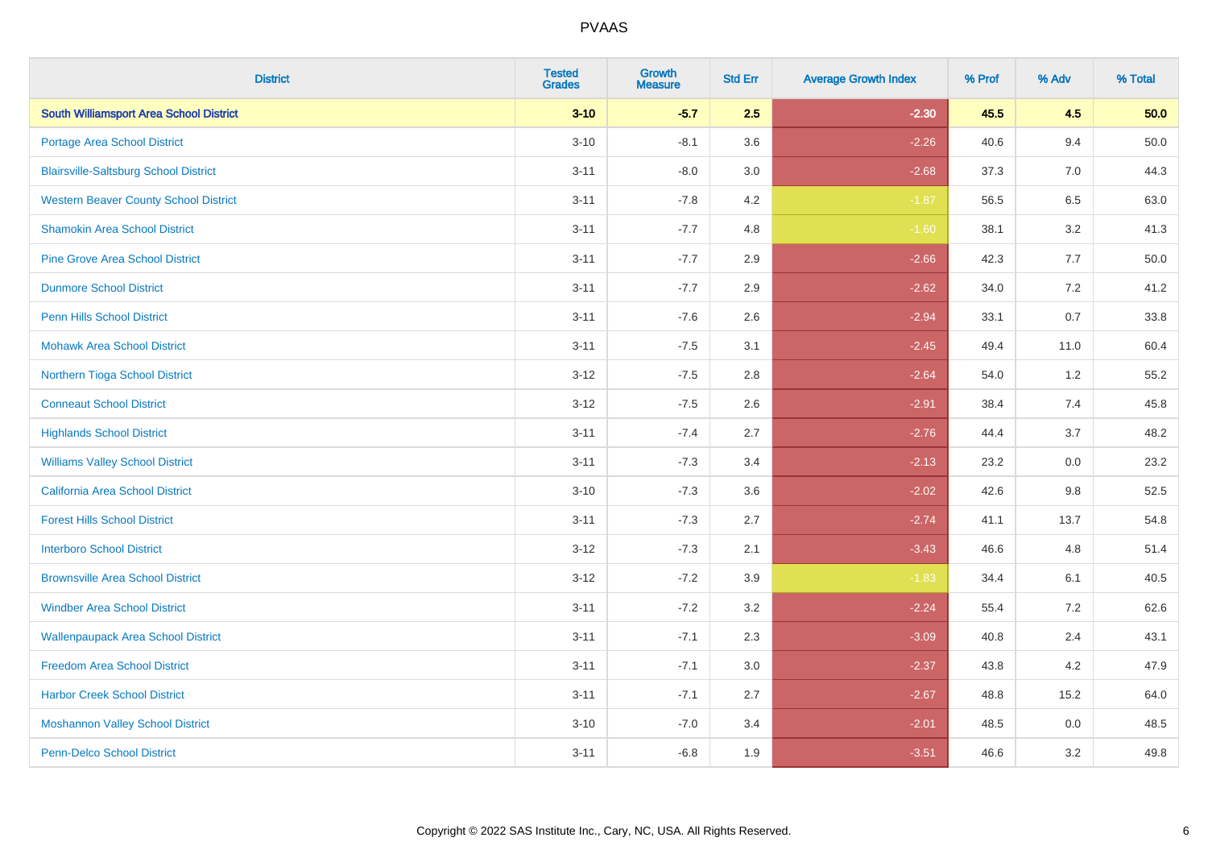| District | Tested Grades | Growth Measure | Std Err | Average Growth Index | % Prof | % Adv | % Total |
|---|---|---|---|---|---|---|---|
| **South Williamsport Area School District** | **3-10** | **-5.7** | **2.5** | **-2.30** | **45.5** | **4.5** | **50.0** |
| Portage Area School District | 3-10 | -8.1 | 3.6 | -2.26 | 40.6 | 9.4 | 50.0 |
| Blairsville-Saltsburg School District | 3-11 | -8.0 | 3.0 | -2.68 | 37.3 | 7.0 | 44.3 |
| Western Beaver County School District | 3-11 | -7.8 | 4.2 | -1.87 | 56.5 | 6.5 | 63.0 |
| Shamokin Area School District | 3-11 | -7.7 | 4.8 | -1.60 | 38.1 | 3.2 | 41.3 |
| Pine Grove Area School District | 3-11 | -7.7 | 2.9 | -2.66 | 42.3 | 7.7 | 50.0 |
| Dunmore School District | 3-11 | -7.7 | 2.9 | -2.62 | 34.0 | 7.2 | 41.2 |
| Penn Hills School District | 3-11 | -7.6 | 2.6 | -2.94 | 33.1 | 0.7 | 33.8 |
| Mohawk Area School District | 3-11 | -7.5 | 3.1 | -2.45 | 49.4 | 11.0 | 60.4 |
| Northern Tioga School District | 3-12 | -7.5 | 2.8 | -2.64 | 54.0 | 1.2 | 55.2 |
| Conneaut School District | 3-12 | -7.5 | 2.6 | -2.91 | 38.4 | 7.4 | 45.8 |
| Highlands School District | 3-11 | -7.4 | 2.7 | -2.76 | 44.4 | 3.7 | 48.2 |
| Williams Valley School District | 3-11 | -7.3 | 3.4 | -2.13 | 23.2 | 0.0 | 23.2 |
| California Area School District | 3-10 | -7.3 | 3.6 | -2.02 | 42.6 | 9.8 | 52.5 |
| Forest Hills School District | 3-11 | -7.3 | 2.7 | -2.74 | 41.1 | 13.7 | 54.8 |
| Interboro School District | 3-12 | -7.3 | 2.1 | -3.43 | 46.6 | 4.8 | 51.4 |
| Brownsville Area School District | 3-12 | -7.2 | 3.9 | -1.83 | 34.4 | 6.1 | 40.5 |
| Windber Area School District | 3-11 | -7.2 | 3.2 | -2.24 | 55.4 | 7.2 | 62.6 |
| Wallenpaupack Area School District | 3-11 | -7.1 | 2.3 | -3.09 | 40.8 | 2.4 | 43.1 |
| Freedom Area School District | 3-11 | -7.1 | 3.0 | -2.37 | 43.8 | 4.2 | 47.9 |
| Harbor Creek School District | 3-11 | -7.1 | 2.7 | -2.67 | 48.8 | 15.2 | 64.0 |
| Moshannon Valley School District | 3-10 | -7.0 | 3.4 | -2.01 | 48.5 | 0.0 | 48.5 |
| Penn-Delco School District | 3-11 | -6.8 | 1.9 | -3.51 | 46.6 | 3.2 | 49.8 |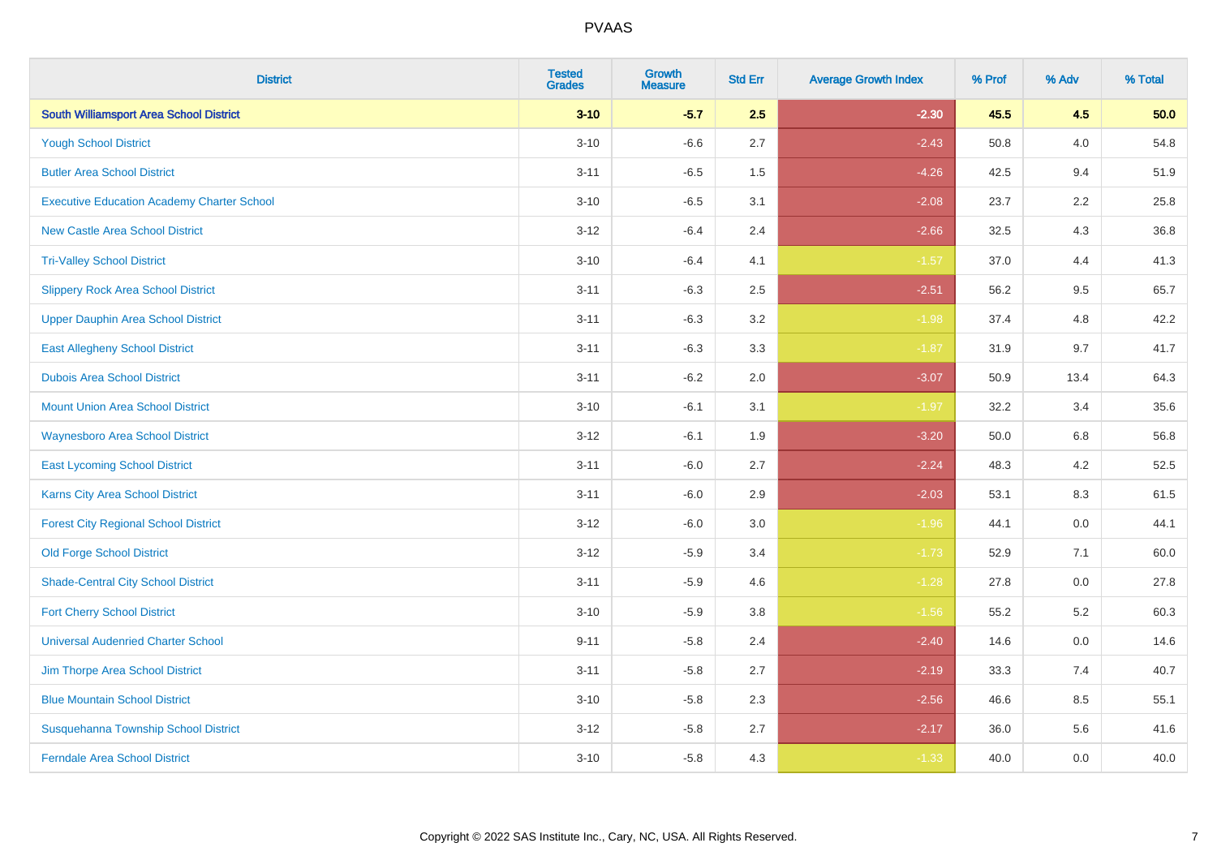| District | Tested Grades | Growth Measure | Std Err | Average Growth Index | % Prof | % Adv | % Total |
|---|---|---|---|---|---|---|---|
| **South Williamsport Area School District** | **3-10** | **-5.7** | **2.5** | **-2.30** | **45.5** | **4.5** | **50.0** |
| Yough School District | 3-10 | -6.6 | 2.7 | -2.43 | 50.8 | 4.0 | 54.8 |
| Butler Area School District | 3-11 | -6.5 | 1.5 | -4.26 | 42.5 | 9.4 | 51.9 |
| Executive Education Academy Charter School | 3-10 | -6.5 | 3.1 | -2.08 | 23.7 | 2.2 | 25.8 |
| New Castle Area School District | 3-12 | -6.4 | 2.4 | -2.66 | 32.5 | 4.3 | 36.8 |
| Tri-Valley School District | 3-10 | -6.4 | 4.1 | -1.57 | 37.0 | 4.4 | 41.3 |
| Slippery Rock Area School District | 3-11 | -6.3 | 2.5 | -2.51 | 56.2 | 9.5 | 65.7 |
| Upper Dauphin Area School District | 3-11 | -6.3 | 3.2 | -1.98 | 37.4 | 4.8 | 42.2 |
| East Allegheny School District | 3-11 | -6.3 | 3.3 | -1.87 | 31.9 | 9.7 | 41.7 |
| Dubois Area School District | 3-11 | -6.2 | 2.0 | -3.07 | 50.9 | 13.4 | 64.3 |
| Mount Union Area School District | 3-10 | -6.1 | 3.1 | -1.97 | 32.2 | 3.4 | 35.6 |
| Waynesboro Area School District | 3-12 | -6.1 | 1.9 | -3.20 | 50.0 | 6.8 | 56.8 |
| East Lycoming School District | 3-11 | -6.0 | 2.7 | -2.24 | 48.3 | 4.2 | 52.5 |
| Karns City Area School District | 3-11 | -6.0 | 2.9 | -2.03 | 53.1 | 8.3 | 61.5 |
| Forest City Regional School District | 3-12 | -6.0 | 3.0 | -1.96 | 44.1 | 0.0 | 44.1 |
| Old Forge School District | 3-12 | -5.9 | 3.4 | -1.73 | 52.9 | 7.1 | 60.0 |
| Shade-Central City School District | 3-11 | -5.9 | 4.6 | -1.28 | 27.8 | 0.0 | 27.8 |
| Fort Cherry School District | 3-10 | -5.9 | 3.8 | -1.56 | 55.2 | 5.2 | 60.3 |
| Universal Audenried Charter School | 9-11 | -5.8 | 2.4 | -2.40 | 14.6 | 0.0 | 14.6 |
| Jim Thorpe Area School District | 3-11 | -5.8 | 2.7 | -2.19 | 33.3 | 7.4 | 40.7 |
| Blue Mountain School District | 3-10 | -5.8 | 2.3 | -2.56 | 46.6 | 8.5 | 55.1 |
| Susquehanna Township School District | 3-12 | -5.8 | 2.7 | -2.17 | 36.0 | 5.6 | 41.6 |
| Ferndale Area School District | 3-10 | -5.8 | 4.3 | -1.33 | 40.0 | 0.0 | 40.0 |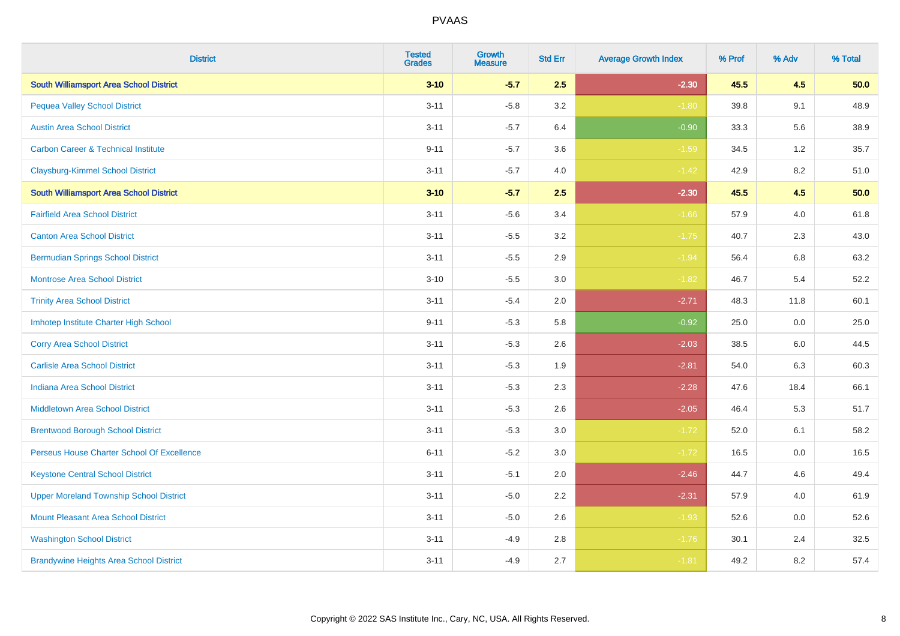| District | Tested Grades | Growth Measure | Std Err | Average Growth Index | % Prof | % Adv | % Total |
|---|---|---|---|---|---|---|---|
| **South Williamsport Area School District** | **3-10** | **-5.7** | **2.5** | **-2.30** | **45.5** | **4.5** | **50.0** |
| Pequea Valley School District | 3-11 | -5.8 | 3.2 | -1.80 | 39.8 | 9.1 | 48.9 |
| Austin Area School District | 3-11 | -5.7 | 6.4 | -0.90 | 33.3 | 5.6 | 38.9 |
| Carbon Career & Technical Institute | 9-11 | -5.7 | 3.6 | -1.59 | 34.5 | 1.2 | 35.7 |
| Claysburg-Kimmel School District | 3-11 | -5.7 | 4.0 | -1.42 | 42.9 | 8.2 | 51.0 |
| **South Williamsport Area School District** | **3-10** | **-5.7** | **2.5** | **-2.30** | **45.5** | **4.5** | **50.0** |
| Fairfield Area School District | 3-11 | -5.6 | 3.4 | -1.66 | 57.9 | 4.0 | 61.8 |
| Canton Area School District | 3-11 | -5.5 | 3.2 | -1.75 | 40.7 | 2.3 | 43.0 |
| Bermudian Springs School District | 3-11 | -5.5 | 2.9 | -1.94 | 56.4 | 6.8 | 63.2 |
| Montrose Area School District | 3-10 | -5.5 | 3.0 | -1.82 | 46.7 | 5.4 | 52.2 |
| Trinity Area School District | 3-11 | -5.4 | 2.0 | -2.71 | 48.3 | 11.8 | 60.1 |
| Imhotep Institute Charter High School | 9-11 | -5.3 | 5.8 | -0.92 | 25.0 | 0.0 | 25.0 |
| Corry Area School District | 3-11 | -5.3 | 2.6 | -2.03 | 38.5 | 6.0 | 44.5 |
| Carlisle Area School District | 3-11 | -5.3 | 1.9 | -2.81 | 54.0 | 6.3 | 60.3 |
| Indiana Area School District | 3-11 | -5.3 | 2.3 | -2.28 | 47.6 | 18.4 | 66.1 |
| Middletown Area School District | 3-11 | -5.3 | 2.6 | -2.05 | 46.4 | 5.3 | 51.7 |
| Brentwood Borough School District | 3-11 | -5.3 | 3.0 | -1.72 | 52.0 | 6.1 | 58.2 |
| Perseus House Charter School Of Excellence | 6-11 | -5.2 | 3.0 | -1.72 | 16.5 | 0.0 | 16.5 |
| Keystone Central School District | 3-11 | -5.1 | 2.0 | -2.46 | 44.7 | 4.6 | 49.4 |
| Upper Moreland Township School District | 3-11 | -5.0 | 2.2 | -2.31 | 57.9 | 4.0 | 61.9 |
| Mount Pleasant Area School District | 3-11 | -5.0 | 2.6 | -1.93 | 52.6 | 0.0 | 52.6 |
| Washington School District | 3-11 | -4.9 | 2.8 | -1.76 | 30.1 | 2.4 | 32.5 |
| Brandywine Heights Area School District | 3-11 | -4.9 | 2.7 | -1.81 | 49.2 | 8.2 | 57.4 |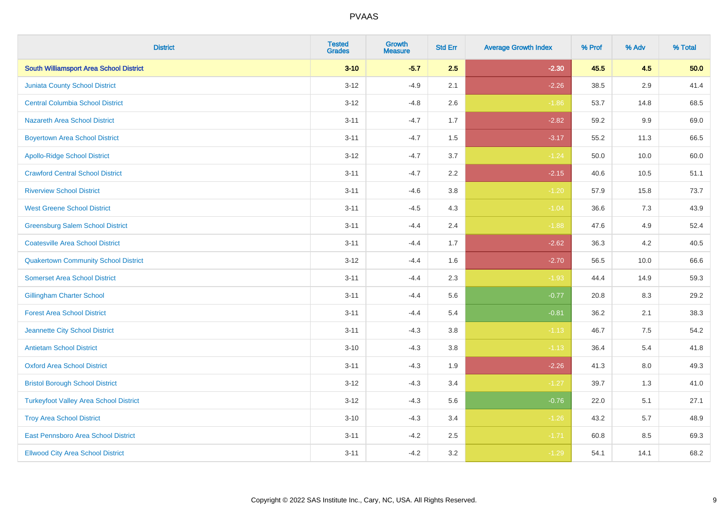| District | Tested Grades | Growth Measure | Std Err | Average Growth Index | % Prof | % Adv | % Total |
|---|---|---|---|---|---|---|---|
| **South Williamsport Area School District** | **3-10** | **-5.7** | **2.5** | **-2.30** | **45.5** | **4.5** | **50.0** |
| Juniata County School District | 3-12 | -4.9 | 2.1 | -2.26 | 38.5 | 2.9 | 41.4 |
| Central Columbia School District | 3-12 | -4.8 | 2.6 | -1.86 | 53.7 | 14.8 | 68.5 |
| Nazareth Area School District | 3-11 | -4.7 | 1.7 | -2.82 | 59.2 | 9.9 | 69.0 |
| Boyertown Area School District | 3-11 | -4.7 | 1.5 | -3.17 | 55.2 | 11.3 | 66.5 |
| Apollo-Ridge School District | 3-12 | -4.7 | 3.7 | -1.24 | 50.0 | 10.0 | 60.0 |
| Crawford Central School District | 3-11 | -4.7 | 2.2 | -2.15 | 40.6 | 10.5 | 51.1 |
| Riverview School District | 3-11 | -4.6 | 3.8 | -1.20 | 57.9 | 15.8 | 73.7 |
| West Greene School District | 3-11 | -4.5 | 4.3 | -1.04 | 36.6 | 7.3 | 43.9 |
| Greensburg Salem School District | 3-11 | -4.4 | 2.4 | -1.88 | 47.6 | 4.9 | 52.4 |
| Coatesville Area School District | 3-11 | -4.4 | 1.7 | -2.62 | 36.3 | 4.2 | 40.5 |
| Quakertown Community School District | 3-12 | -4.4 | 1.6 | -2.70 | 56.5 | 10.0 | 66.6 |
| Somerset Area School District | 3-11 | -4.4 | 2.3 | -1.93 | 44.4 | 14.9 | 59.3 |
| Gillingham Charter School | 3-11 | -4.4 | 5.6 | -0.77 | 20.8 | 8.3 | 29.2 |
| Forest Area School District | 3-11 | -4.4 | 5.4 | -0.81 | 36.2 | 2.1 | 38.3 |
| Jeannette City School District | 3-11 | -4.3 | 3.8 | -1.13 | 46.7 | 7.5 | 54.2 |
| Antietam School District | 3-10 | -4.3 | 3.8 | -1.13 | 36.4 | 5.4 | 41.8 |
| Oxford Area School District | 3-11 | -4.3 | 1.9 | -2.26 | 41.3 | 8.0 | 49.3 |
| Bristol Borough School District | 3-12 | -4.3 | 3.4 | -1.27 | 39.7 | 1.3 | 41.0 |
| Turkeyfoot Valley Area School District | 3-12 | -4.3 | 5.6 | -0.76 | 22.0 | 5.1 | 27.1 |
| Troy Area School District | 3-10 | -4.3 | 3.4 | -1.26 | 43.2 | 5.7 | 48.9 |
| East Pennsboro Area School District | 3-11 | -4.2 | 2.5 | -1.71 | 60.8 | 8.5 | 69.3 |
| Ellwood City Area School District | 3-11 | -4.2 | 3.2 | -1.29 | 54.1 | 14.1 | 68.2 |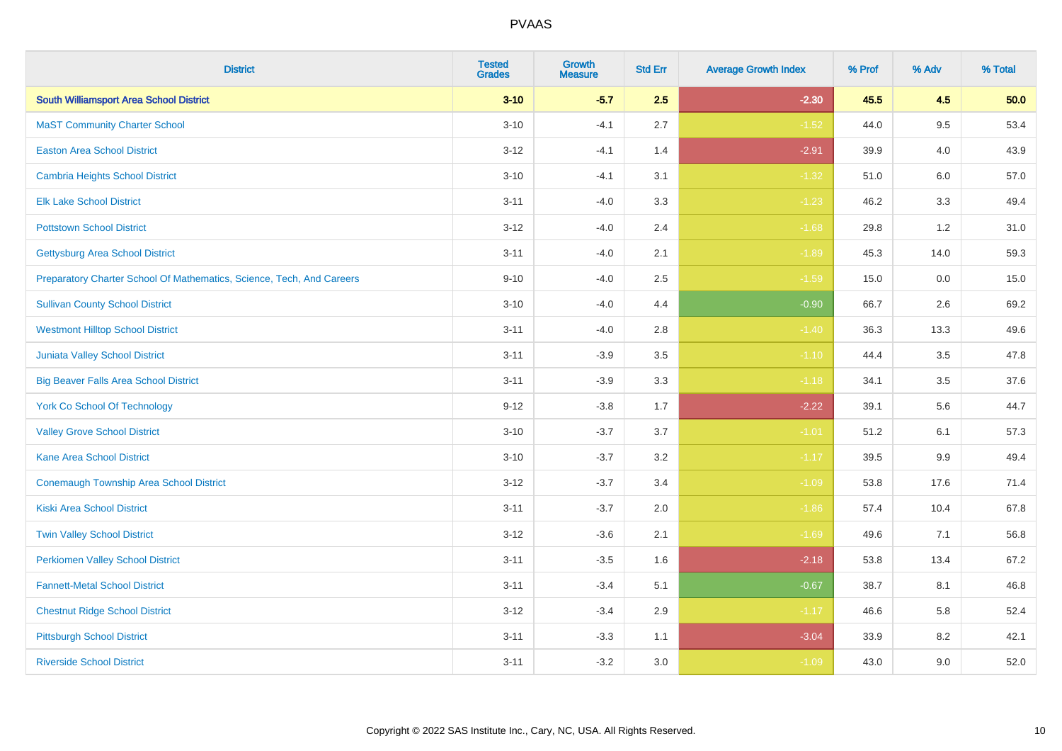| District | Tested Grades | Growth Measure | Std Err | Average Growth Index | % Prof | % Adv | % Total |
|---|---|---|---|---|---|---|---|
| **South Williamsport Area School District** | **3-10** | **-5.7** | **2.5** | **-2.30** | **45.5** | **4.5** | **50.0** |
| MaST Community Charter School | 3-10 | -4.1 | 2.7 | -1.52 | 44.0 | 9.5 | 53.4 |
| Easton Area School District | 3-12 | -4.1 | 1.4 | -2.91 | 39.9 | 4.0 | 43.9 |
| Cambria Heights School District | 3-10 | -4.1 | 3.1 | -1.32 | 51.0 | 6.0 | 57.0 |
| Elk Lake School District | 3-11 | -4.0 | 3.3 | -1.23 | 46.2 | 3.3 | 49.4 |
| Pottstown School District | 3-12 | -4.0 | 2.4 | -1.68 | 29.8 | 1.2 | 31.0 |
| Gettysburg Area School District | 3-11 | -4.0 | 2.1 | -1.89 | 45.3 | 14.0 | 59.3 |
| Preparatory Charter School Of Mathematics, Science, Tech, And Careers | 9-10 | -4.0 | 2.5 | -1.59 | 15.0 | 0.0 | 15.0 |
| Sullivan County School District | 3-10 | -4.0 | 4.4 | -0.90 | 66.7 | 2.6 | 69.2 |
| Westmont Hilltop School District | 3-11 | -4.0 | 2.8 | -1.40 | 36.3 | 13.3 | 49.6 |
| Juniata Valley School District | 3-11 | -3.9 | 3.5 | -1.10 | 44.4 | 3.5 | 47.8 |
| Big Beaver Falls Area School District | 3-11 | -3.9 | 3.3 | -1.18 | 34.1 | 3.5 | 37.6 |
| York Co School Of Technology | 9-12 | -3.8 | 1.7 | -2.22 | 39.1 | 5.6 | 44.7 |
| Valley Grove School District | 3-10 | -3.7 | 3.7 | -1.01 | 51.2 | 6.1 | 57.3 |
| Kane Area School District | 3-10 | -3.7 | 3.2 | -1.17 | 39.5 | 9.9 | 49.4 |
| Conemaugh Township Area School District | 3-12 | -3.7 | 3.4 | -1.09 | 53.8 | 17.6 | 71.4 |
| Kiski Area School District | 3-11 | -3.7 | 2.0 | -1.86 | 57.4 | 10.4 | 67.8 |
| Twin Valley School District | 3-12 | -3.6 | 2.1 | -1.69 | 49.6 | 7.1 | 56.8 |
| Perkiomen Valley School District | 3-11 | -3.5 | 1.6 | -2.18 | 53.8 | 13.4 | 67.2 |
| Fannett-Metal School District | 3-11 | -3.4 | 5.1 | -0.67 | 38.7 | 8.1 | 46.8 |
| Chestnut Ridge School District | 3-12 | -3.4 | 2.9 | -1.17 | 46.6 | 5.8 | 52.4 |
| Pittsburgh School District | 3-11 | -3.3 | 1.1 | -3.04 | 33.9 | 8.2 | 42.1 |
| Riverside School District | 3-11 | -3.2 | 3.0 | -1.09 | 43.0 | 9.0 | 52.0 |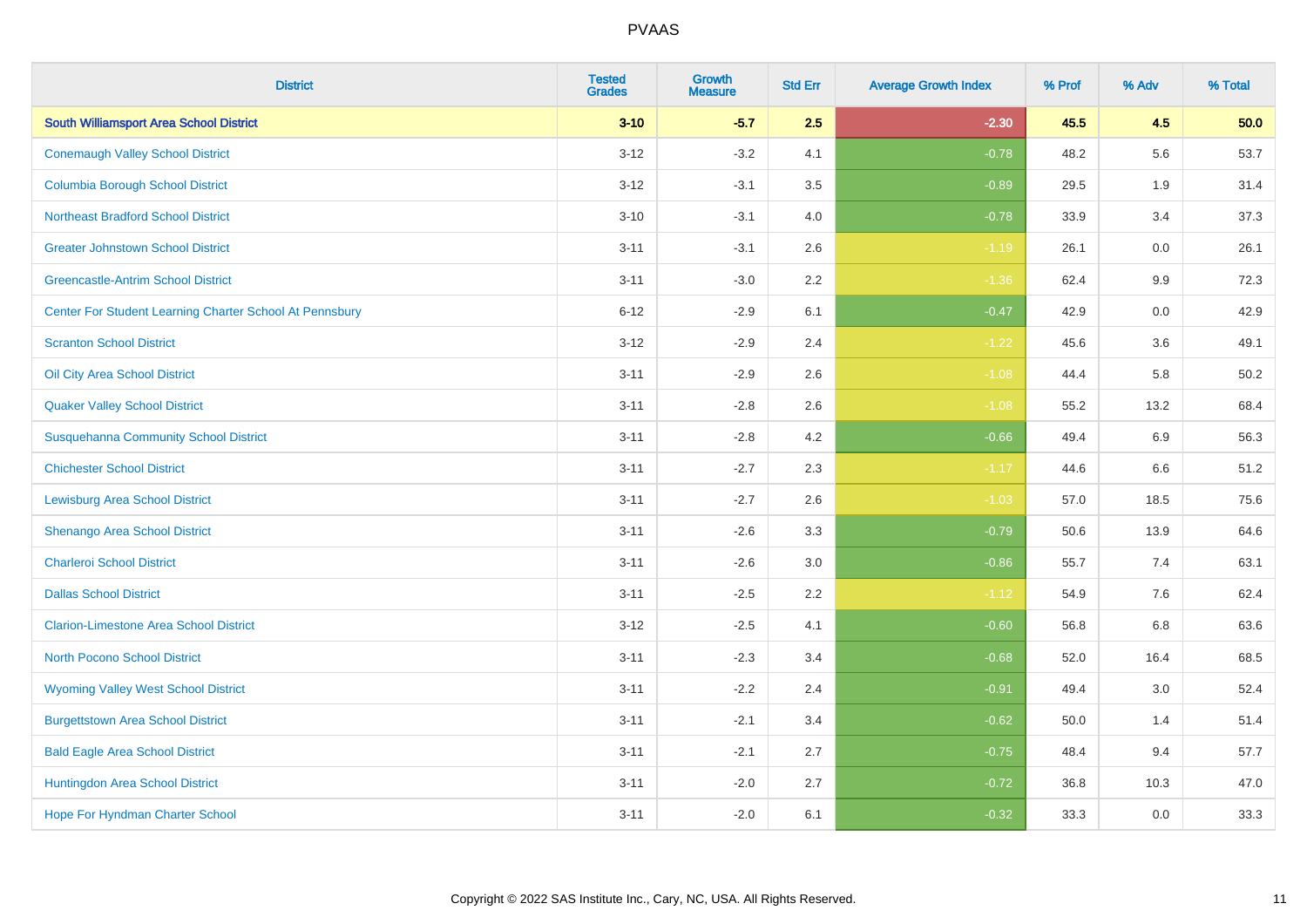| District | Tested Grades | Growth Measure | Std Err | Average Growth Index | % Prof | % Adv | % Total |
|---|---|---|---|---|---|---|---|
| **South Williamsport Area School District** | **3-10** | **-5.7** | **2.5** | **-2.30** | **45.5** | **4.5** | **50.0** |
| Conemaugh Valley School District | 3-12 | -3.2 | 4.1 | -0.78 | 48.2 | 5.6 | 53.7 |
| Columbia Borough School District | 3-12 | -3.1 | 3.5 | -0.89 | 29.5 | 1.9 | 31.4 |
| Northeast Bradford School District | 3-10 | -3.1 | 4.0 | -0.78 | 33.9 | 3.4 | 37.3 |
| Greater Johnstown School District | 3-11 | -3.1 | 2.6 | -1.19 | 26.1 | 0.0 | 26.1 |
| Greencastle-Antrim School District | 3-11 | -3.0 | 2.2 | -1.36 | 62.4 | 9.9 | 72.3 |
| Center For Student Learning Charter School At Pennsbury | 6-12 | -2.9 | 6.1 | -0.47 | 42.9 | 0.0 | 42.9 |
| Scranton School District | 3-12 | -2.9 | 2.4 | -1.22 | 45.6 | 3.6 | 49.1 |
| Oil City Area School District | 3-11 | -2.9 | 2.6 | -1.08 | 44.4 | 5.8 | 50.2 |
| Quaker Valley School District | 3-11 | -2.8 | 2.6 | -1.08 | 55.2 | 13.2 | 68.4 |
| Susquehanna Community School District | 3-11 | -2.8 | 4.2 | -0.66 | 49.4 | 6.9 | 56.3 |
| Chichester School District | 3-11 | -2.7 | 2.3 | -1.17 | 44.6 | 6.6 | 51.2 |
| Lewisburg Area School District | 3-11 | -2.7 | 2.6 | -1.03 | 57.0 | 18.5 | 75.6 |
| Shenango Area School District | 3-11 | -2.6 | 3.3 | -0.79 | 50.6 | 13.9 | 64.6 |
| Charleroi School District | 3-11 | -2.6 | 3.0 | -0.86 | 55.7 | 7.4 | 63.1 |
| Dallas School District | 3-11 | -2.5 | 2.2 | -1.12 | 54.9 | 7.6 | 62.4 |
| Clarion-Limestone Area School District | 3-12 | -2.5 | 4.1 | -0.60 | 56.8 | 6.8 | 63.6 |
| North Pocono School District | 3-11 | -2.3 | 3.4 | -0.68 | 52.0 | 16.4 | 68.5 |
| Wyoming Valley West School District | 3-11 | -2.2 | 2.4 | -0.91 | 49.4 | 3.0 | 52.4 |
| Burgettstown Area School District | 3-11 | -2.1 | 3.4 | -0.62 | 50.0 | 1.4 | 51.4 |
| Bald Eagle Area School District | 3-11 | -2.1 | 2.7 | -0.75 | 48.4 | 9.4 | 57.7 |
| Huntingdon Area School District | 3-11 | -2.0 | 2.7 | -0.72 | 36.8 | 10.3 | 47.0 |
| Hope For Hyndman Charter School | 3-11 | -2.0 | 6.1 | -0.32 | 33.3 | 0.0 | 33.3 |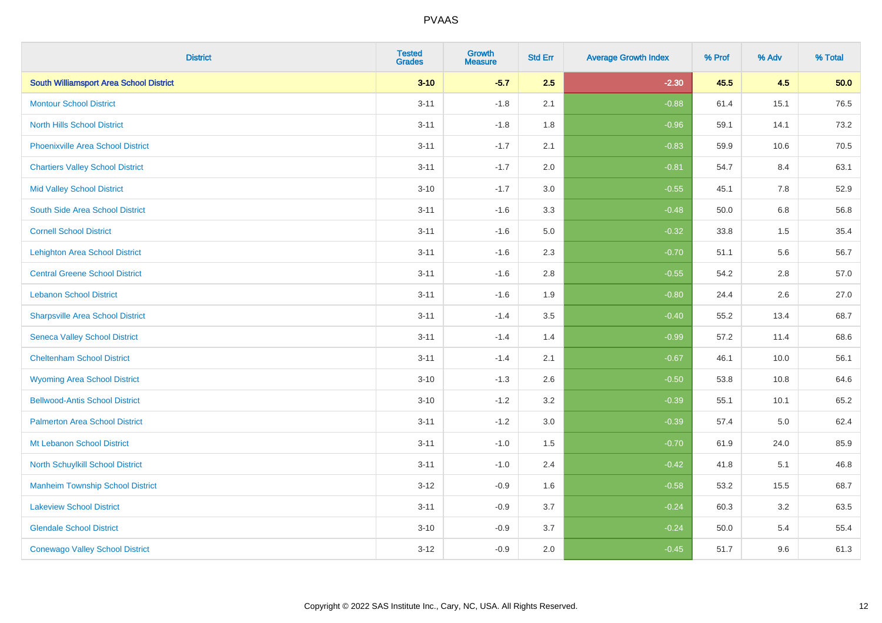| District | Tested Grades | Growth Measure | Std Err | Average Growth Index | % Prof | % Adv | % Total |
|---|---|---|---|---|---|---|---|
| **South Williamsport Area School District** | **3-10** | **-5.7** | **2.5** | **-2.30** | **45.5** | **4.5** | **50.0** |
| Montour School District | 3-11 | -1.8 | 2.1 | -0.88 | 61.4 | 15.1 | 76.5 |
| North Hills School District | 3-11 | -1.8 | 1.8 | -0.96 | 59.1 | 14.1 | 73.2 |
| Phoenixville Area School District | 3-11 | -1.7 | 2.1 | -0.83 | 59.9 | 10.6 | 70.5 |
| Chartiers Valley School District | 3-11 | -1.7 | 2.0 | -0.81 | 54.7 | 8.4 | 63.1 |
| Mid Valley School District | 3-10 | -1.7 | 3.0 | -0.55 | 45.1 | 7.8 | 52.9 |
| South Side Area School District | 3-11 | -1.6 | 3.3 | -0.48 | 50.0 | 6.8 | 56.8 |
| Cornell School District | 3-11 | -1.6 | 5.0 | -0.32 | 33.8 | 1.5 | 35.4 |
| Lehighton Area School District | 3-11 | -1.6 | 2.3 | -0.70 | 51.1 | 5.6 | 56.7 |
| Central Greene School District | 3-11 | -1.6 | 2.8 | -0.55 | 54.2 | 2.8 | 57.0 |
| Lebanon School District | 3-11 | -1.6 | 1.9 | -0.80 | 24.4 | 2.6 | 27.0 |
| Sharpsville Area School District | 3-11 | -1.4 | 3.5 | -0.40 | 55.2 | 13.4 | 68.7 |
| Seneca Valley School District | 3-11 | -1.4 | 1.4 | -0.99 | 57.2 | 11.4 | 68.6 |
| Cheltenham School District | 3-11 | -1.4 | 2.1 | -0.67 | 46.1 | 10.0 | 56.1 |
| Wyoming Area School District | 3-10 | -1.3 | 2.6 | -0.50 | 53.8 | 10.8 | 64.6 |
| Bellwood-Antis School District | 3-10 | -1.2 | 3.2 | -0.39 | 55.1 | 10.1 | 65.2 |
| Palmerton Area School District | 3-11 | -1.2 | 3.0 | -0.39 | 57.4 | 5.0 | 62.4 |
| Mt Lebanon School District | 3-11 | -1.0 | 1.5 | -0.70 | 61.9 | 24.0 | 85.9 |
| North Schuylkill School District | 3-11 | -1.0 | 2.4 | -0.42 | 41.8 | 5.1 | 46.8 |
| Manheim Township School District | 3-12 | -0.9 | 1.6 | -0.58 | 53.2 | 15.5 | 68.7 |
| Lakeview School District | 3-11 | -0.9 | 3.7 | -0.24 | 60.3 | 3.2 | 63.5 |
| Glendale School District | 3-10 | -0.9 | 3.7 | -0.24 | 50.0 | 5.4 | 55.4 |
| Conewago Valley School District | 3-12 | -0.9 | 2.0 | -0.45 | 51.7 | 9.6 | 61.3 |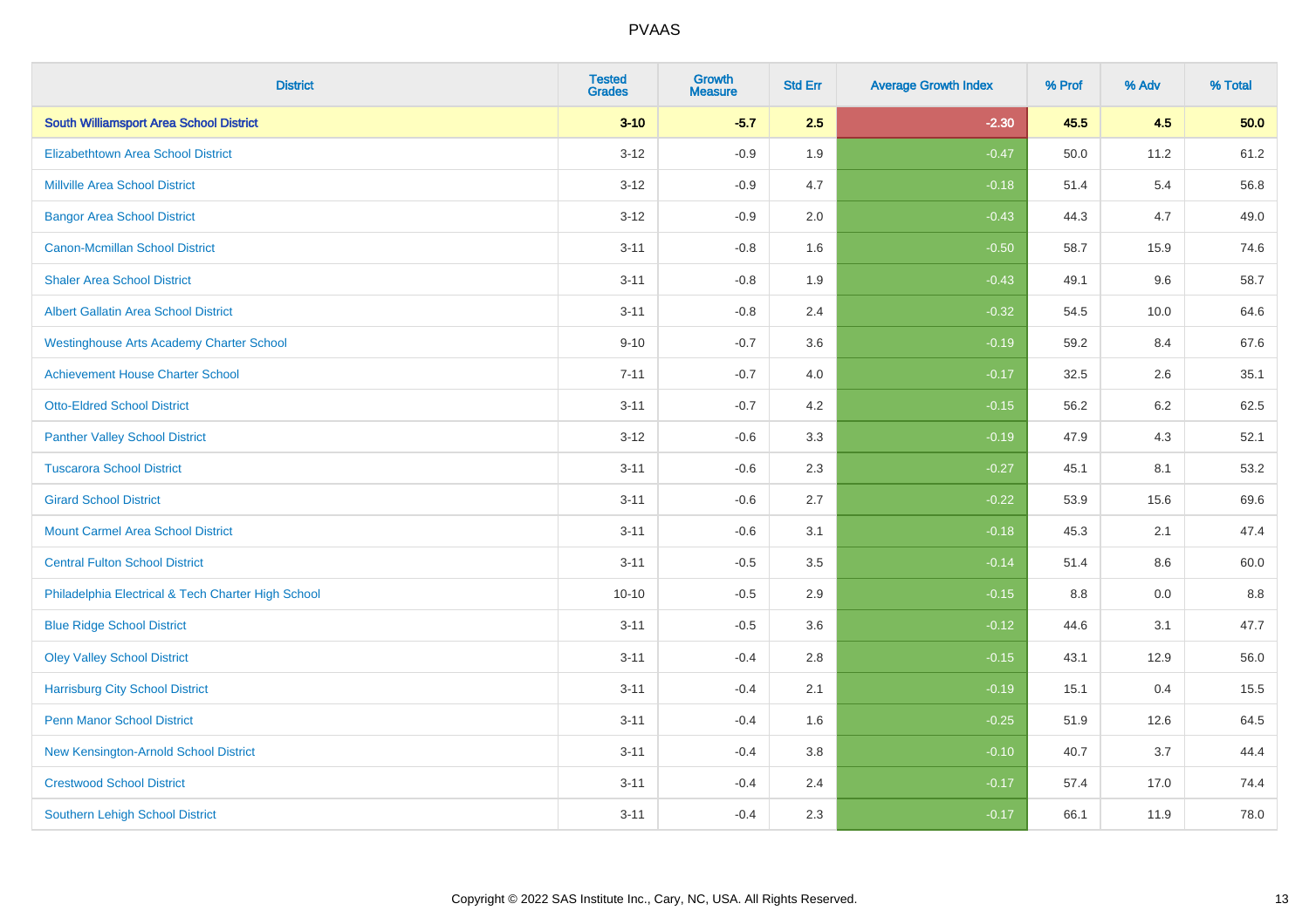# PVAAS

| District | Tested Grades | Growth Measure | Std Err | Average Growth Index | % Prof | % Adv | % Total |
|---|---|---|---|---|---|---|---|
| **South Williamsport Area School District** | **3-10** | **-5.7** | **2.5** | **-2.30** | **45.5** | **4.5** | **50.0** |
| Elizabethtown Area School District | 3-12 | -0.9 | 1.9 | -0.47 | 50.0 | 11.2 | 61.2 |
| Millville Area School District | 3-12 | -0.9 | 4.7 | -0.18 | 51.4 | 5.4 | 56.8 |
| Bangor Area School District | 3-12 | -0.9 | 2.0 | -0.43 | 44.3 | 4.7 | 49.0 |
| Canon-Mcmillan School District | 3-11 | -0.8 | 1.6 | -0.50 | 58.7 | 15.9 | 74.6 |
| Shaler Area School District | 3-11 | -0.8 | 1.9 | -0.43 | 49.1 | 9.6 | 58.7 |
| Albert Gallatin Area School District | 3-11 | -0.8 | 2.4 | -0.32 | 54.5 | 10.0 | 64.6 |
| Westinghouse Arts Academy Charter School | 9-10 | -0.7 | 3.6 | -0.19 | 59.2 | 8.4 | 67.6 |
| Achievement House Charter School | 7-11 | -0.7 | 4.0 | -0.17 | 32.5 | 2.6 | 35.1 |
| Otto-Eldred School District | 3-11 | -0.7 | 4.2 | -0.15 | 56.2 | 6.2 | 62.5 |
| Panther Valley School District | 3-12 | -0.6 | 3.3 | -0.19 | 47.9 | 4.3 | 52.1 |
| Tuscarora School District | 3-11 | -0.6 | 2.3 | -0.27 | 45.1 | 8.1 | 53.2 |
| Girard School District | 3-11 | -0.6 | 2.7 | -0.22 | 53.9 | 15.6 | 69.6 |
| Mount Carmel Area School District | 3-11 | -0.6 | 3.1 | -0.18 | 45.3 | 2.1 | 47.4 |
| Central Fulton School District | 3-11 | -0.5 | 3.5 | -0.14 | 51.4 | 8.6 | 60.0 |
| Philadelphia Electrical & Tech Charter High School | 10-10 | -0.5 | 2.9 | -0.15 | 8.8 | 0.0 | 8.8 |
| Blue Ridge School District | 3-11 | -0.5 | 3.6 | -0.12 | 44.6 | 3.1 | 47.7 |
| Oley Valley School District | 3-11 | -0.4 | 2.8 | -0.15 | 43.1 | 12.9 | 56.0 |
| Harrisburg City School District | 3-11 | -0.4 | 2.1 | -0.19 | 15.1 | 0.4 | 15.5 |
| Penn Manor School District | 3-11 | -0.4 | 1.6 | -0.25 | 51.9 | 12.6 | 64.5 |
| New Kensington-Arnold School District | 3-11 | -0.4 | 3.8 | -0.10 | 40.7 | 3.7 | 44.4 |
| Crestwood School District | 3-11 | -0.4 | 2.4 | -0.17 | 57.4 | 17.0 | 74.4 |
| Southern Lehigh School District | 3-11 | -0.4 | 2.3 | -0.17 | 66.1 | 11.9 | 78.0 |

Copyright © 2022 SAS Institute Inc., Cary, NC, USA. All Rights Reserved.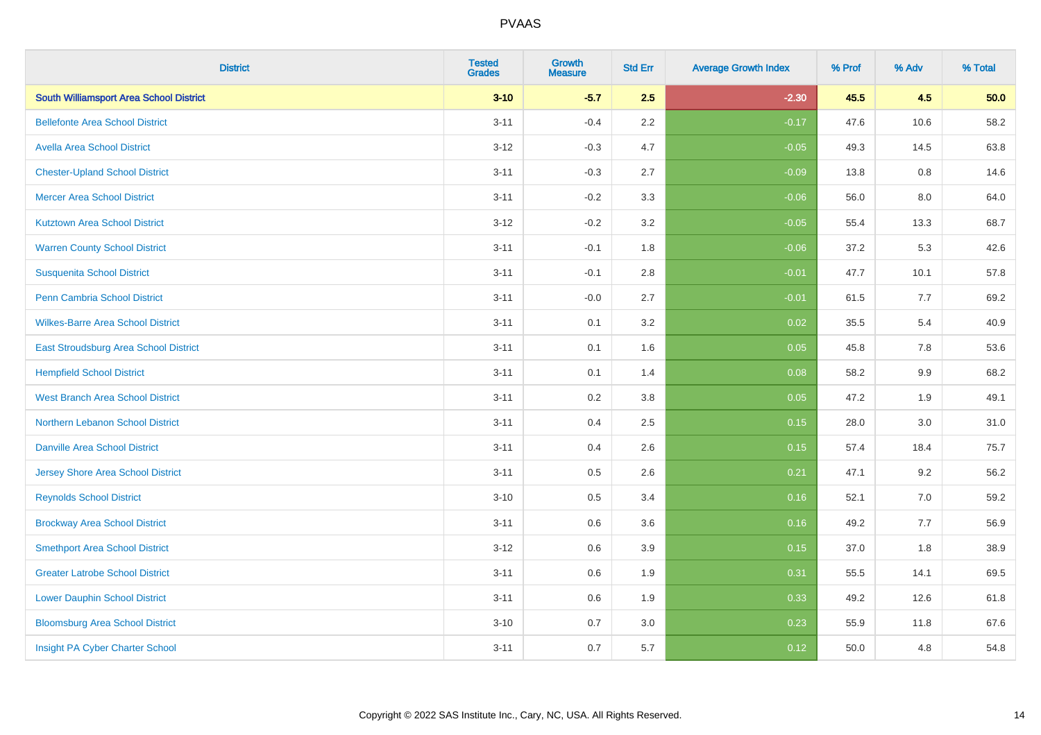# PVAAS

| District | Tested Grades | Growth Measure | Std Err | Average Growth Index | % Prof | % Adv | % Total |
|---|---|---|---|---|---|---|---|
| **South Williamsport Area School District** | **3-10** | **-5.7** | **2.5** | **-2.30** | **45.5** | **4.5** | **50.0** |
| Bellefonte Area School District | 3-11 | -0.4 | 2.2 | -0.17 | 47.6 | 10.6 | 58.2 |
| Avella Area School District | 3-12 | -0.3 | 4.7 | -0.05 | 49.3 | 14.5 | 63.8 |
| Chester-Upland School District | 3-11 | -0.3 | 2.7 | -0.09 | 13.8 | 0.8 | 14.6 |
| Mercer Area School District | 3-11 | -0.2 | 3.3 | -0.06 | 56.0 | 8.0 | 64.0 |
| Kutztown Area School District | 3-12 | -0.2 | 3.2 | -0.05 | 55.4 | 13.3 | 68.7 |
| Warren County School District | 3-11 | -0.1 | 1.8 | -0.06 | 37.2 | 5.3 | 42.6 |
| Susquenita School District | 3-11 | -0.1 | 2.8 | -0.01 | 47.7 | 10.1 | 57.8 |
| Penn Cambria School District | 3-11 | -0.0 | 2.7 | -0.01 | 61.5 | 7.7 | 69.2 |
| Wilkes-Barre Area School District | 3-11 | 0.1 | 3.2 | 0.02 | 35.5 | 5.4 | 40.9 |
| East Stroudsburg Area School District | 3-11 | 0.1 | 1.6 | 0.05 | 45.8 | 7.8 | 53.6 |
| Hempfield School District | 3-11 | 0.1 | 1.4 | 0.08 | 58.2 | 9.9 | 68.2 |
| West Branch Area School District | 3-11 | 0.2 | 3.8 | 0.05 | 47.2 | 1.9 | 49.1 |
| Northern Lebanon School District | 3-11 | 0.4 | 2.5 | 0.15 | 28.0 | 3.0 | 31.0 |
| Danville Area School District | 3-11 | 0.4 | 2.6 | 0.15 | 57.4 | 18.4 | 75.7 |
| Jersey Shore Area School District | 3-11 | 0.5 | 2.6 | 0.21 | 47.1 | 9.2 | 56.2 |
| Reynolds School District | 3-10 | 0.5 | 3.4 | 0.16 | 52.1 | 7.0 | 59.2 |
| Brockway Area School District | 3-11 | 0.6 | 3.6 | 0.16 | 49.2 | 7.7 | 56.9 |
| Smethport Area School District | 3-12 | 0.6 | 3.9 | 0.15 | 37.0 | 1.8 | 38.9 |
| Greater Latrobe School District | 3-11 | 0.6 | 1.9 | 0.31 | 55.5 | 14.1 | 69.5 |
| Lower Dauphin School District | 3-11 | 0.6 | 1.9 | 0.33 | 49.2 | 12.6 | 61.8 |
| Bloomsburg Area School District | 3-10 | 0.7 | 3.0 | 0.23 | 55.9 | 11.8 | 67.6 |
| Insight PA Cyber Charter School | 3-11 | 0.7 | 5.7 | 0.12 | 50.0 | 4.8 | 54.8 |

Copyright © 2022 SAS Institute Inc., Cary, NC, USA. All Rights Reserved.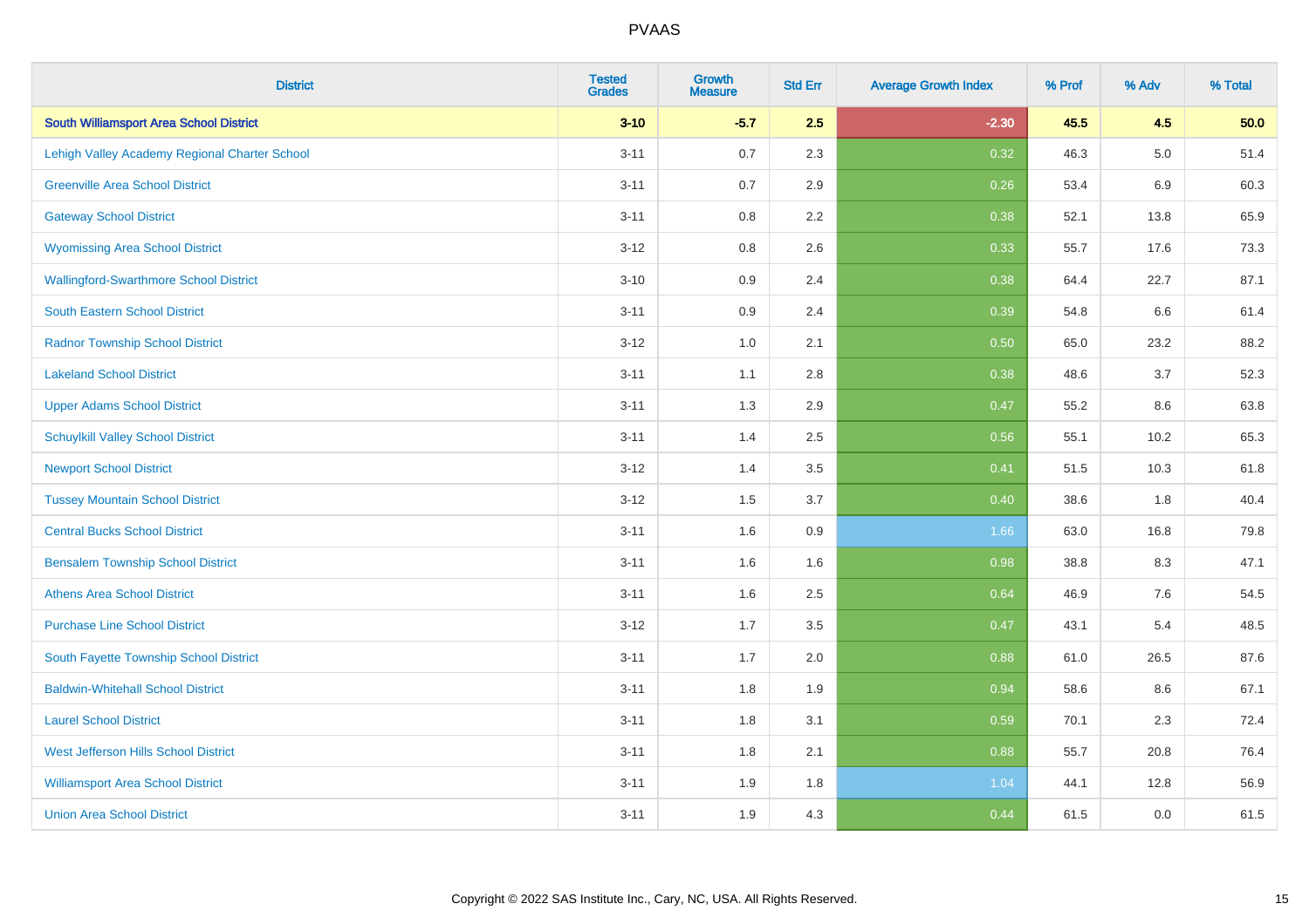| District | Tested Grades | Growth Measure | Std Err | Average Growth Index | % Prof | % Adv | % Total |
|---|---|---|---|---|---|---|---|
| **South Williamsport Area School District** | **3-10** | **-5.7** | **2.5** | **-2.30** | **45.5** | **4.5** | **50.0** |
| Lehigh Valley Academy Regional Charter School | 3-11 | 0.7 | 2.3 | 0.32 | 46.3 | 5.0 | 51.4 |
| Greenville Area School District | 3-11 | 0.7 | 2.9 | 0.26 | 53.4 | 6.9 | 60.3 |
| Gateway School District | 3-11 | 0.8 | 2.2 | 0.38 | 52.1 | 13.8 | 65.9 |
| Wyomissing Area School District | 3-12 | 0.8 | 2.6 | 0.33 | 55.7 | 17.6 | 73.3 |
| Wallingford-Swarthmore School District | 3-10 | 0.9 | 2.4 | 0.38 | 64.4 | 22.7 | 87.1 |
| South Eastern School District | 3-11 | 0.9 | 2.4 | 0.39 | 54.8 | 6.6 | 61.4 |
| Radnor Township School District | 3-12 | 1.0 | 2.1 | 0.50 | 65.0 | 23.2 | 88.2 |
| Lakeland School District | 3-11 | 1.1 | 2.8 | 0.38 | 48.6 | 3.7 | 52.3 |
| Upper Adams School District | 3-11 | 1.3 | 2.9 | 0.47 | 55.2 | 8.6 | 63.8 |
| Schuylkill Valley School District | 3-11 | 1.4 | 2.5 | 0.56 | 55.1 | 10.2 | 65.3 |
| Newport School District | 3-12 | 1.4 | 3.5 | 0.41 | 51.5 | 10.3 | 61.8 |
| Tussey Mountain School District | 3-12 | 1.5 | 3.7 | 0.40 | 38.6 | 1.8 | 40.4 |
| Central Bucks School District | 3-11 | 1.6 | 0.9 | 1.66 | 63.0 | 16.8 | 79.8 |
| Bensalem Township School District | 3-11 | 1.6 | 1.6 | 0.98 | 38.8 | 8.3 | 47.1 |
| Athens Area School District | 3-11 | 1.6 | 2.5 | 0.64 | 46.9 | 7.6 | 54.5 |
| Purchase Line School District | 3-12 | 1.7 | 3.5 | 0.47 | 43.1 | 5.4 | 48.5 |
| South Fayette Township School District | 3-11 | 1.7 | 2.0 | 0.88 | 61.0 | 26.5 | 87.6 |
| Baldwin-Whitehall School District | 3-11 | 1.8 | 1.9 | 0.94 | 58.6 | 8.6 | 67.1 |
| Laurel School District | 3-11 | 1.8 | 3.1 | 0.59 | 70.1 | 2.3 | 72.4 |
| West Jefferson Hills School District | 3-11 | 1.8 | 2.1 | 0.88 | 55.7 | 20.8 | 76.4 |
| Williamsport Area School District | 3-11 | 1.9 | 1.8 | 1.04 | 44.1 | 12.8 | 56.9 |
| Union Area School District | 3-11 | 1.9 | 4.3 | 0.44 | 61.5 | 0.0 | 61.5 |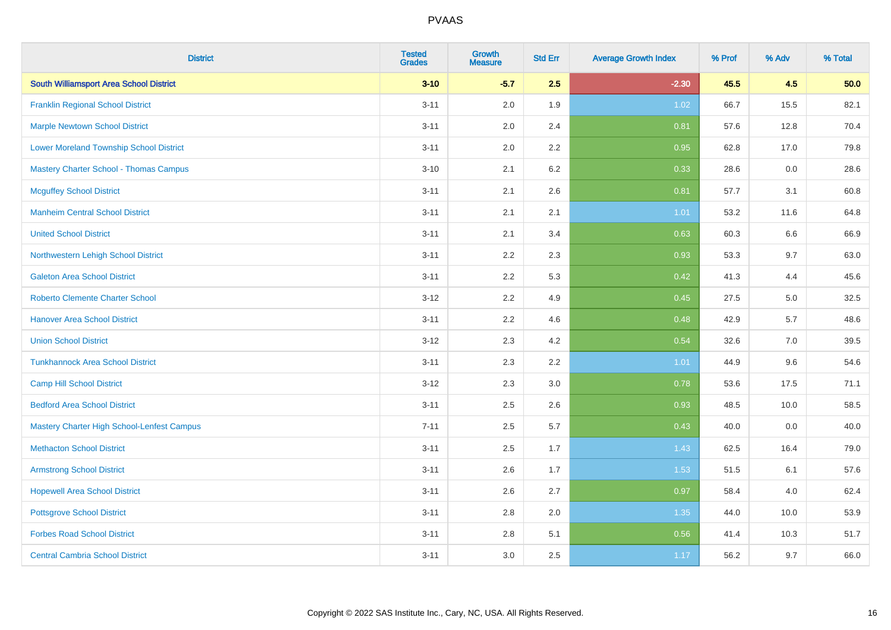| District | Tested Grades | Growth Measure | Std Err | Average Growth Index | % Prof | % Adv | % Total |
|---|---|---|---|---|---|---|---|
| **South Williamsport Area School District** | **3-10** | **-5.7** | **2.5** | **-2.30** | **45.5** | **4.5** | **50.0** |
| Franklin Regional School District | 3-11 | 2.0 | 1.9 | 1.02 | 66.7 | 15.5 | 82.1 |
| Marple Newtown School District | 3-11 | 2.0 | 2.4 | 0.81 | 57.6 | 12.8 | 70.4 |
| Lower Moreland Township School District | 3-11 | 2.0 | 2.2 | 0.95 | 62.8 | 17.0 | 79.8 |
| Mastery Charter School - Thomas Campus | 3-10 | 2.1 | 6.2 | 0.33 | 28.6 | 0.0 | 28.6 |
| Mcguffey School District | 3-11 | 2.1 | 2.6 | 0.81 | 57.7 | 3.1 | 60.8 |
| Manheim Central School District | 3-11 | 2.1 | 2.1 | 1.01 | 53.2 | 11.6 | 64.8 |
| United School District | 3-11 | 2.1 | 3.4 | 0.63 | 60.3 | 6.6 | 66.9 |
| Northwestern Lehigh School District | 3-11 | 2.2 | 2.3 | 0.93 | 53.3 | 9.7 | 63.0 |
| Galeton Area School District | 3-11 | 2.2 | 5.3 | 0.42 | 41.3 | 4.4 | 45.6 |
| Roberto Clemente Charter School | 3-12 | 2.2 | 4.9 | 0.45 | 27.5 | 5.0 | 32.5 |
| Hanover Area School District | 3-11 | 2.2 | 4.6 | 0.48 | 42.9 | 5.7 | 48.6 |
| Union School District | 3-12 | 2.3 | 4.2 | 0.54 | 32.6 | 7.0 | 39.5 |
| Tunkhannock Area School District | 3-11 | 2.3 | 2.2 | 1.01 | 44.9 | 9.6 | 54.6 |
| Camp Hill School District | 3-12 | 2.3 | 3.0 | 0.78 | 53.6 | 17.5 | 71.1 |
| Bedford Area School District | 3-11 | 2.5 | 2.6 | 0.93 | 48.5 | 10.0 | 58.5 |
| Mastery Charter High School-Lenfest Campus | 7-11 | 2.5 | 5.7 | 0.43 | 40.0 | 0.0 | 40.0 |
| Methacton School District | 3-11 | 2.5 | 1.7 | 1.43 | 62.5 | 16.4 | 79.0 |
| Armstrong School District | 3-11 | 2.6 | 1.7 | 1.53 | 51.5 | 6.1 | 57.6 |
| Hopewell Area School District | 3-11 | 2.6 | 2.7 | 0.97 | 58.4 | 4.0 | 62.4 |
| Pottsgrove School District | 3-11 | 2.8 | 2.0 | 1.35 | 44.0 | 10.0 | 53.9 |
| Forbes Road School District | 3-11 | 2.8 | 5.1 | 0.56 | 41.4 | 10.3 | 51.7 |
| Central Cambria School District | 3-11 | 3.0 | 2.5 | 1.17 | 56.2 | 9.7 | 66.0 |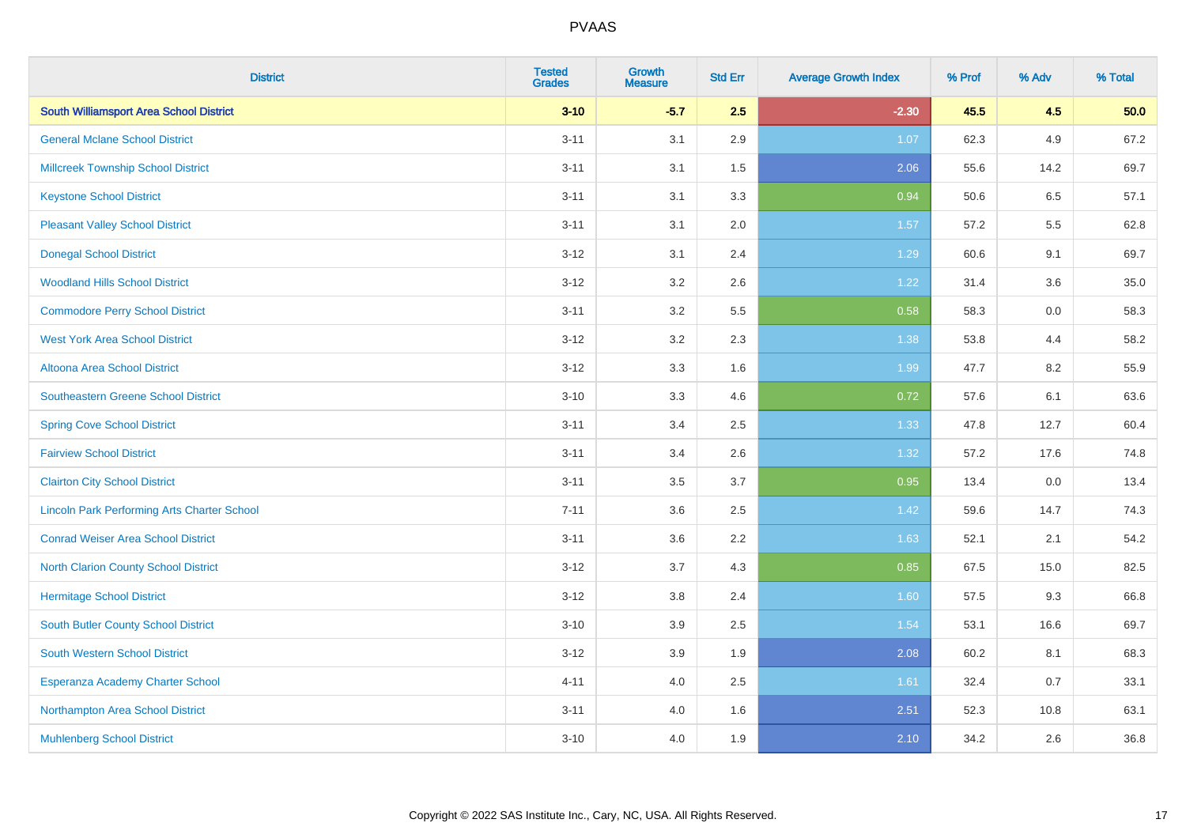# PVAAS

| District | Tested Grades | Growth Measure | Std Err | Average Growth Index | % Prof | % Adv | % Total |
|---|---|---|---|---|---|---|---|
| **South Williamsport Area School District** | **3-10** | **-5.7** | **2.5** | **-2.30** | **45.5** | **4.5** | **50.0** |
| General Mclane School District | 3-11 | 3.1 | 2.9 | 1.07 | 62.3 | 4.9 | 67.2 |
| Millcreek Township School District | 3-11 | 3.1 | 1.5 | 2.06 | 55.6 | 14.2 | 69.7 |
| Keystone School District | 3-11 | 3.1 | 3.3 | 0.94 | 50.6 | 6.5 | 57.1 |
| Pleasant Valley School District | 3-11 | 3.1 | 2.0 | 1.57 | 57.2 | 5.5 | 62.8 |
| Donegal School District | 3-12 | 3.1 | 2.4 | 1.29 | 60.6 | 9.1 | 69.7 |
| Woodland Hills School District | 3-12 | 3.2 | 2.6 | 1.22 | 31.4 | 3.6 | 35.0 |
| Commodore Perry School District | 3-11 | 3.2 | 5.5 | 0.58 | 58.3 | 0.0 | 58.3 |
| West York Area School District | 3-12 | 3.2 | 2.3 | 1.38 | 53.8 | 4.4 | 58.2 |
| Altoona Area School District | 3-12 | 3.3 | 1.6 | 1.99 | 47.7 | 8.2 | 55.9 |
| Southeastern Greene School District | 3-10 | 3.3 | 4.6 | 0.72 | 57.6 | 6.1 | 63.6 |
| Spring Cove School District | 3-11 | 3.4 | 2.5 | 1.33 | 47.8 | 12.7 | 60.4 |
| Fairview School District | 3-11 | 3.4 | 2.6 | 1.32 | 57.2 | 17.6 | 74.8 |
| Clairton City School District | 3-11 | 3.5 | 3.7 | 0.95 | 13.4 | 0.0 | 13.4 |
| Lincoln Park Performing Arts Charter School | 7-11 | 3.6 | 2.5 | 1.42 | 59.6 | 14.7 | 74.3 |
| Conrad Weiser Area School District | 3-11 | 3.6 | 2.2 | 1.63 | 52.1 | 2.1 | 54.2 |
| North Clarion County School District | 3-12 | 3.7 | 4.3 | 0.85 | 67.5 | 15.0 | 82.5 |
| Hermitage School District | 3-12 | 3.8 | 2.4 | 1.60 | 57.5 | 9.3 | 66.8 |
| South Butler County School District | 3-10 | 3.9 | 2.5 | 1.54 | 53.1 | 16.6 | 69.7 |
| South Western School District | 3-12 | 3.9 | 1.9 | 2.08 | 60.2 | 8.1 | 68.3 |
| Esperanza Academy Charter School | 4-11 | 4.0 | 2.5 | 1.61 | 32.4 | 0.7 | 33.1 |
| Northampton Area School District | 3-11 | 4.0 | 1.6 | 2.51 | 52.3 | 10.8 | 63.1 |
| Muhlenberg School District | 3-10 | 4.0 | 1.9 | 2.10 | 34.2 | 2.6 | 36.8 |

Copyright © 2022 SAS Institute Inc., Cary, NC, USA. All Rights Reserved.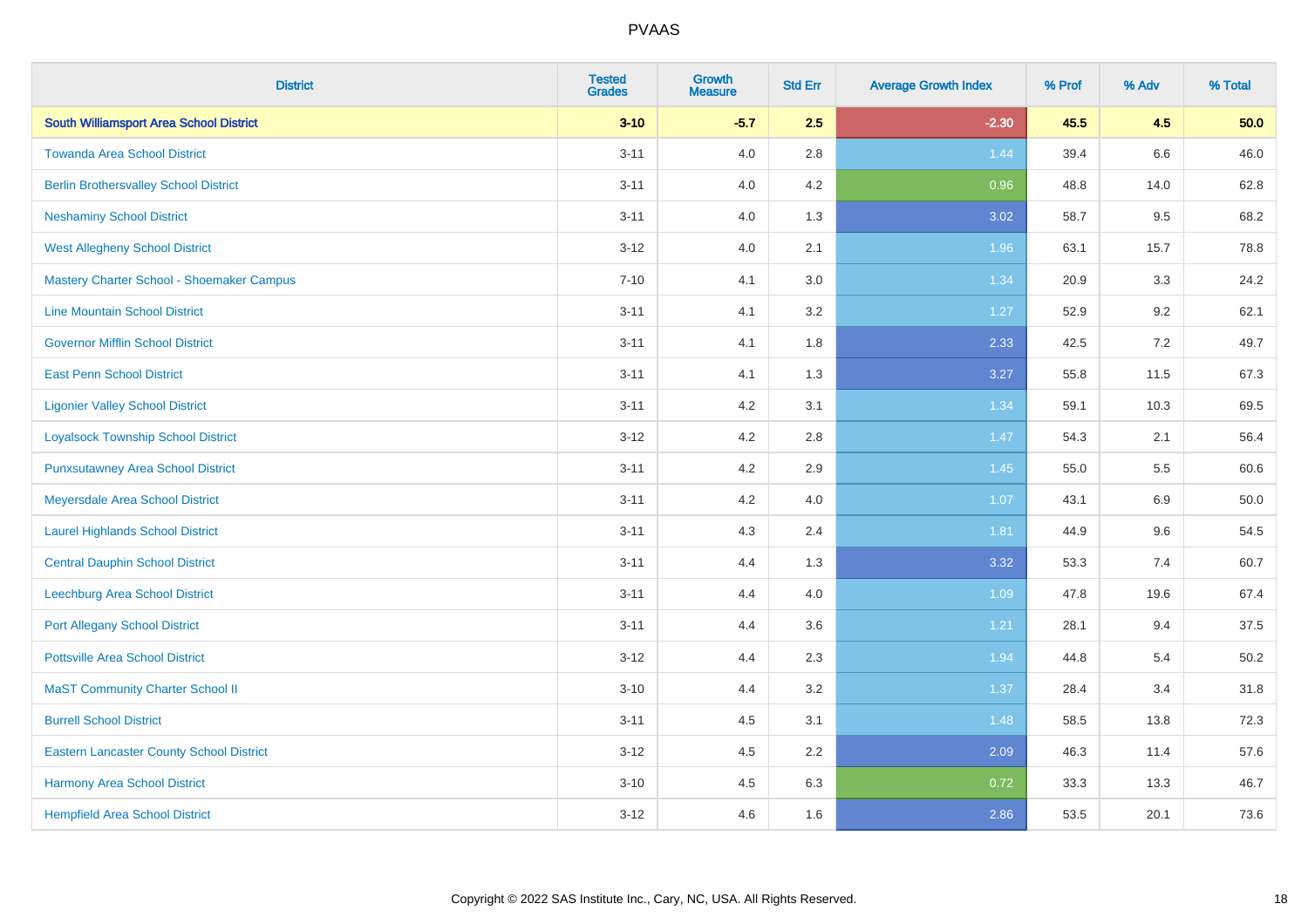# PVAAS

| District | Tested Grades | Growth Measure | Std Err | Average Growth Index | % Prof | % Adv | % Total |
|---|---|---|---|---|---|---|---|
| **South Williamsport Area School District** | **3-10** | **-5.7** | **2.5** | **-2.30** | **45.5** | **4.5** | **50.0** |
| Towanda Area School District | 3-11 | 4.0 | 2.8 | 1.44 | 39.4 | 6.6 | 46.0 |
| Berlin Brothersvalley School District | 3-11 | 4.0 | 4.2 | 0.96 | 48.8 | 14.0 | 62.8 |
| Neshaminy School District | 3-11 | 4.0 | 1.3 | 3.02 | 58.7 | 9.5 | 68.2 |
| West Allegheny School District | 3-12 | 4.0 | 2.1 | 1.96 | 63.1 | 15.7 | 78.8 |
| Mastery Charter School - Shoemaker Campus | 7-10 | 4.1 | 3.0 | 1.34 | 20.9 | 3.3 | 24.2 |
| Line Mountain School District | 3-11 | 4.1 | 3.2 | 1.27 | 52.9 | 9.2 | 62.1 |
| Governor Mifflin School District | 3-11 | 4.1 | 1.8 | 2.33 | 42.5 | 7.2 | 49.7 |
| East Penn School District | 3-11 | 4.1 | 1.3 | 3.27 | 55.8 | 11.5 | 67.3 |
| Ligonier Valley School District | 3-11 | 4.2 | 3.1 | 1.34 | 59.1 | 10.3 | 69.5 |
| Loyalsock Township School District | 3-12 | 4.2 | 2.8 | 1.47 | 54.3 | 2.1 | 56.4 |
| Punxsutawney Area School District | 3-11 | 4.2 | 2.9 | 1.45 | 55.0 | 5.5 | 60.6 |
| Meyersdale Area School District | 3-11 | 4.2 | 4.0 | 1.07 | 43.1 | 6.9 | 50.0 |
| Laurel Highlands School District | 3-11 | 4.3 | 2.4 | 1.81 | 44.9 | 9.6 | 54.5 |
| Central Dauphin School District | 3-11 | 4.4 | 1.3 | 3.32 | 53.3 | 7.4 | 60.7 |
| Leechburg Area School District | 3-11 | 4.4 | 4.0 | 1.09 | 47.8 | 19.6 | 67.4 |
| Port Allegany School District | 3-11 | 4.4 | 3.6 | 1.21 | 28.1 | 9.4 | 37.5 |
| Pottsville Area School District | 3-12 | 4.4 | 2.3 | 1.94 | 44.8 | 5.4 | 50.2 |
| MaST Community Charter School II | 3-10 | 4.4 | 3.2 | 1.37 | 28.4 | 3.4 | 31.8 |
| Burrell School District | 3-11 | 4.5 | 3.1 | 1.48 | 58.5 | 13.8 | 72.3 |
| Eastern Lancaster County School District | 3-12 | 4.5 | 2.2 | 2.09 | 46.3 | 11.4 | 57.6 |
| Harmony Area School District | 3-10 | 4.5 | 6.3 | 0.72 | 33.3 | 13.3 | 46.7 |
| Hempfield Area School District | 3-12 | 4.6 | 1.6 | 2.86 | 53.5 | 20.1 | 73.6 |

Copyright © 2022 SAS Institute Inc., Cary, NC, USA. All Rights Reserved.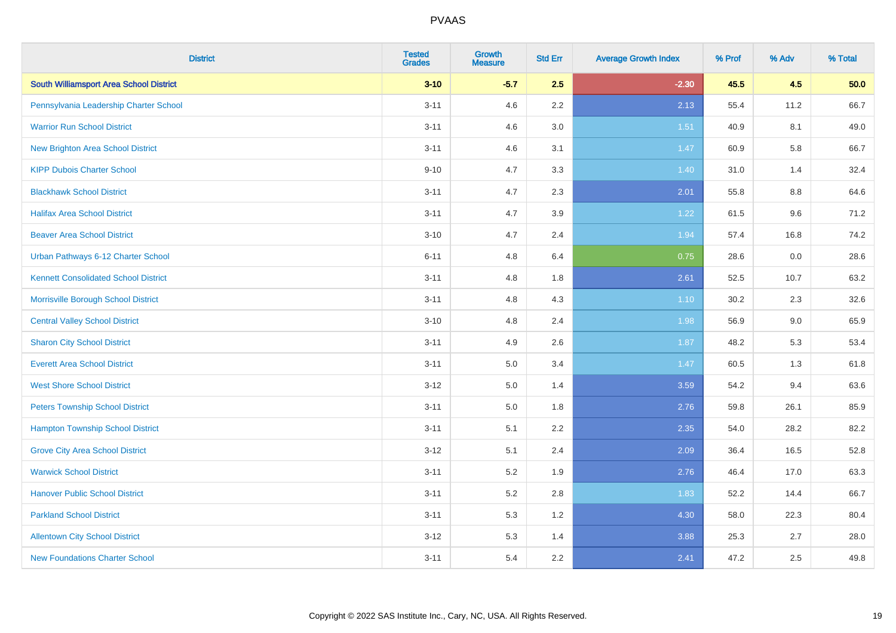| District | Tested Grades | Growth Measure | Std Err | Average Growth Index | % Prof | % Adv | % Total |
|---|---|---|---|---|---|---|---|
| **South Williamsport Area School District** | **3-10** | **-5.7** | **2.5** | **-2.30** | **45.5** | **4.5** | **50.0** |
| Pennsylvania Leadership Charter School | 3-11 | 4.6 | 2.2 | 2.13 | 55.4 | 11.2 | 66.7 |
| Warrior Run School District | 3-11 | 4.6 | 3.0 | 1.51 | 40.9 | 8.1 | 49.0 |
| New Brighton Area School District | 3-11 | 4.6 | 3.1 | 1.47 | 60.9 | 5.8 | 66.7 |
| KIPP Dubois Charter School | 9-10 | 4.7 | 3.3 | 1.40 | 31.0 | 1.4 | 32.4 |
| Blackhawk School District | 3-11 | 4.7 | 2.3 | 2.01 | 55.8 | 8.8 | 64.6 |
| Halifax Area School District | 3-11 | 4.7 | 3.9 | 1.22 | 61.5 | 9.6 | 71.2 |
| Beaver Area School District | 3-10 | 4.7 | 2.4 | 1.94 | 57.4 | 16.8 | 74.2 |
| Urban Pathways 6-12 Charter School | 6-11 | 4.8 | 6.4 | 0.75 | 28.6 | 0.0 | 28.6 |
| Kennett Consolidated School District | 3-11 | 4.8 | 1.8 | 2.61 | 52.5 | 10.7 | 63.2 |
| Morrisville Borough School District | 3-11 | 4.8 | 4.3 | 1.10 | 30.2 | 2.3 | 32.6 |
| Central Valley School District | 3-10 | 4.8 | 2.4 | 1.98 | 56.9 | 9.0 | 65.9 |
| Sharon City School District | 3-11 | 4.9 | 2.6 | 1.87 | 48.2 | 5.3 | 53.4 |
| Everett Area School District | 3-11 | 5.0 | 3.4 | 1.47 | 60.5 | 1.3 | 61.8 |
| West Shore School District | 3-12 | 5.0 | 1.4 | 3.59 | 54.2 | 9.4 | 63.6 |
| Peters Township School District | 3-11 | 5.0 | 1.8 | 2.76 | 59.8 | 26.1 | 85.9 |
| Hampton Township School District | 3-11 | 5.1 | 2.2 | 2.35 | 54.0 | 28.2 | 82.2 |
| Grove City Area School District | 3-12 | 5.1 | 2.4 | 2.09 | 36.4 | 16.5 | 52.8 |
| Warwick School District | 3-11 | 5.2 | 1.9 | 2.76 | 46.4 | 17.0 | 63.3 |
| Hanover Public School District | 3-11 | 5.2 | 2.8 | 1.83 | 52.2 | 14.4 | 66.7 |
| Parkland School District | 3-11 | 5.3 | 1.2 | 4.30 | 58.0 | 22.3 | 80.4 |
| Allentown City School District | 3-12 | 5.3 | 1.4 | 3.88 | 25.3 | 2.7 | 28.0 |
| New Foundations Charter School | 3-11 | 5.4 | 2.2 | 2.41 | 47.2 | 2.5 | 49.8 |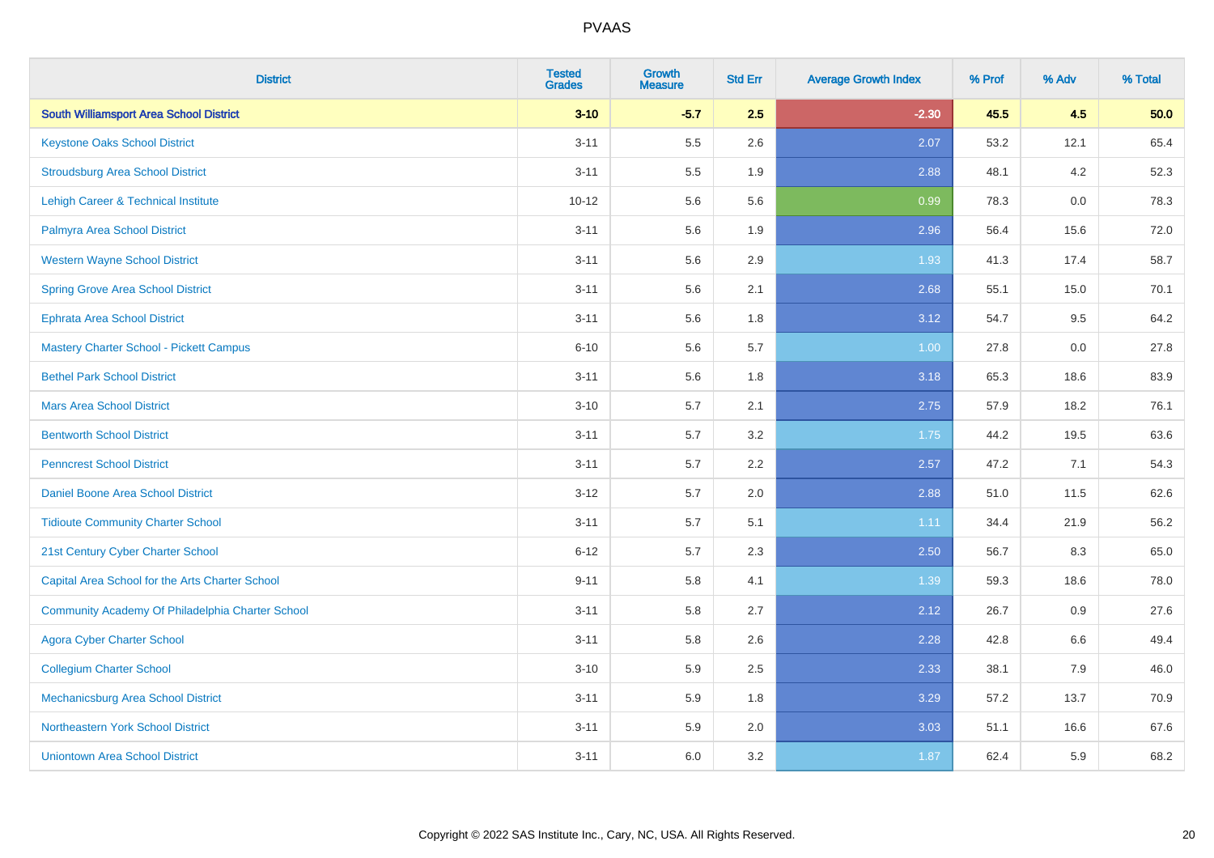# PVAAS

| District | Tested Grades | Growth Measure | Std Err | Average Growth Index | % Prof | % Adv | % Total |
|---|---|---|---|---|---|---|---|
| **South Williamsport Area School District** | **3-10** | **-5.7** | **2.5** | **-2.30** | **45.5** | **4.5** | **50.0** |
| Keystone Oaks School District | 3-11 | 5.5 | 2.6 | 2.07 | 53.2 | 12.1 | 65.4 |
| Stroudsburg Area School District | 3-11 | 5.5 | 1.9 | 2.88 | 48.1 | 4.2 | 52.3 |
| Lehigh Career & Technical Institute | 10-12 | 5.6 | 5.6 | 0.99 | 78.3 | 0.0 | 78.3 |
| Palmyra Area School District | 3-11 | 5.6 | 1.9 | 2.96 | 56.4 | 15.6 | 72.0 |
| Western Wayne School District | 3-11 | 5.6 | 2.9 | 1.93 | 41.3 | 17.4 | 58.7 |
| Spring Grove Area School District | 3-11 | 5.6 | 2.1 | 2.68 | 55.1 | 15.0 | 70.1 |
| Ephrata Area School District | 3-11 | 5.6 | 1.8 | 3.12 | 54.7 | 9.5 | 64.2 |
| Mastery Charter School - Pickett Campus | 6-10 | 5.6 | 5.7 | 1.00 | 27.8 | 0.0 | 27.8 |
| Bethel Park School District | 3-11 | 5.6 | 1.8 | 3.18 | 65.3 | 18.6 | 83.9 |
| Mars Area School District | 3-10 | 5.7 | 2.1 | 2.75 | 57.9 | 18.2 | 76.1 |
| Bentworth School District | 3-11 | 5.7 | 3.2 | 1.75 | 44.2 | 19.5 | 63.6 |
| Penncrest School District | 3-11 | 5.7 | 2.2 | 2.57 | 47.2 | 7.1 | 54.3 |
| Daniel Boone Area School District | 3-12 | 5.7 | 2.0 | 2.88 | 51.0 | 11.5 | 62.6 |
| Tidioute Community Charter School | 3-11 | 5.7 | 5.1 | 1.11 | 34.4 | 21.9 | 56.2 |
| 21st Century Cyber Charter School | 6-12 | 5.7 | 2.3 | 2.50 | 56.7 | 8.3 | 65.0 |
| Capital Area School for the Arts Charter School | 9-11 | 5.8 | 4.1 | 1.39 | 59.3 | 18.6 | 78.0 |
| Community Academy Of Philadelphia Charter School | 3-11 | 5.8 | 2.7 | 2.12 | 26.7 | 0.9 | 27.6 |
| Agora Cyber Charter School | 3-11 | 5.8 | 2.6 | 2.28 | 42.8 | 6.6 | 49.4 |
| Collegium Charter School | 3-10 | 5.9 | 2.5 | 2.33 | 38.1 | 7.9 | 46.0 |
| Mechanicsburg Area School District | 3-11 | 5.9 | 1.8 | 3.29 | 57.2 | 13.7 | 70.9 |
| Northeastern York School District | 3-11 | 5.9 | 2.0 | 3.03 | 51.1 | 16.6 | 67.6 |
| Uniontown Area School District | 3-11 | 6.0 | 3.2 | 1.87 | 62.4 | 5.9 | 68.2 |

Copyright © 2022 SAS Institute Inc., Cary, NC, USA. All Rights Reserved.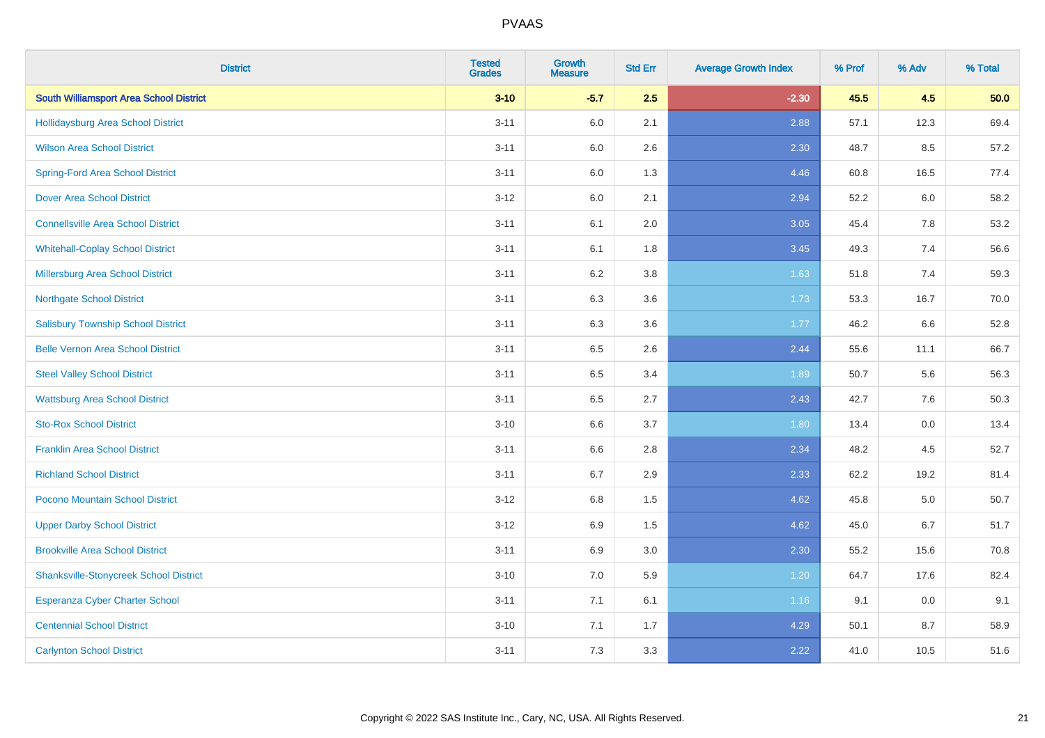| District | Tested Grades | Growth Measure | Std Err | Average Growth Index | % Prof | % Adv | % Total |
|---|---|---|---|---|---|---|---|
| **South Williamsport Area School District** | **3-10** | **-5.7** | **2.5** | **-2.30** | **45.5** | **4.5** | **50.0** |
| Hollidaysburg Area School District | 3-11 | 6.0 | 2.1 | 2.88 | 57.1 | 12.3 | 69.4 |
| Wilson Area School District | 3-11 | 6.0 | 2.6 | 2.30 | 48.7 | 8.5 | 57.2 |
| Spring-Ford Area School District | 3-11 | 6.0 | 1.3 | 4.46 | 60.8 | 16.5 | 77.4 |
| Dover Area School District | 3-12 | 6.0 | 2.1 | 2.94 | 52.2 | 6.0 | 58.2 |
| Connellsville Area School District | 3-11 | 6.1 | 2.0 | 3.05 | 45.4 | 7.8 | 53.2 |
| Whitehall-Coplay School District | 3-11 | 6.1 | 1.8 | 3.45 | 49.3 | 7.4 | 56.6 |
| Millersburg Area School District | 3-11 | 6.2 | 3.8 | 1.63 | 51.8 | 7.4 | 59.3 |
| Northgate School District | 3-11 | 6.3 | 3.6 | 1.73 | 53.3 | 16.7 | 70.0 |
| Salisbury Township School District | 3-11 | 6.3 | 3.6 | 1.77 | 46.2 | 6.6 | 52.8 |
| Belle Vernon Area School District | 3-11 | 6.5 | 2.6 | 2.44 | 55.6 | 11.1 | 66.7 |
| Steel Valley School District | 3-11 | 6.5 | 3.4 | 1.89 | 50.7 | 5.6 | 56.3 |
| Wattsburg Area School District | 3-11 | 6.5 | 2.7 | 2.43 | 42.7 | 7.6 | 50.3 |
| Sto-Rox School District | 3-10 | 6.6 | 3.7 | 1.80 | 13.4 | 0.0 | 13.4 |
| Franklin Area School District | 3-11 | 6.6 | 2.8 | 2.34 | 48.2 | 4.5 | 52.7 |
| Richland School District | 3-11 | 6.7 | 2.9 | 2.33 | 62.2 | 19.2 | 81.4 |
| Pocono Mountain School District | 3-12 | 6.8 | 1.5 | 4.62 | 45.8 | 5.0 | 50.7 |
| Upper Darby School District | 3-12 | 6.9 | 1.5 | 4.62 | 45.0 | 6.7 | 51.7 |
| Brookville Area School District | 3-11 | 6.9 | 3.0 | 2.30 | 55.2 | 15.6 | 70.8 |
| Shanksville-Stonycreek School District | 3-10 | 7.0 | 5.9 | 1.20 | 64.7 | 17.6 | 82.4 |
| Esperanza Cyber Charter School | 3-11 | 7.1 | 6.1 | 1.16 | 9.1 | 0.0 | 9.1 |
| Centennial School District | 3-10 | 7.1 | 1.7 | 4.29 | 50.1 | 8.7 | 58.9 |
| Carlynton School District | 3-11 | 7.3 | 3.3 | 2.22 | 41.0 | 10.5 | 51.6 |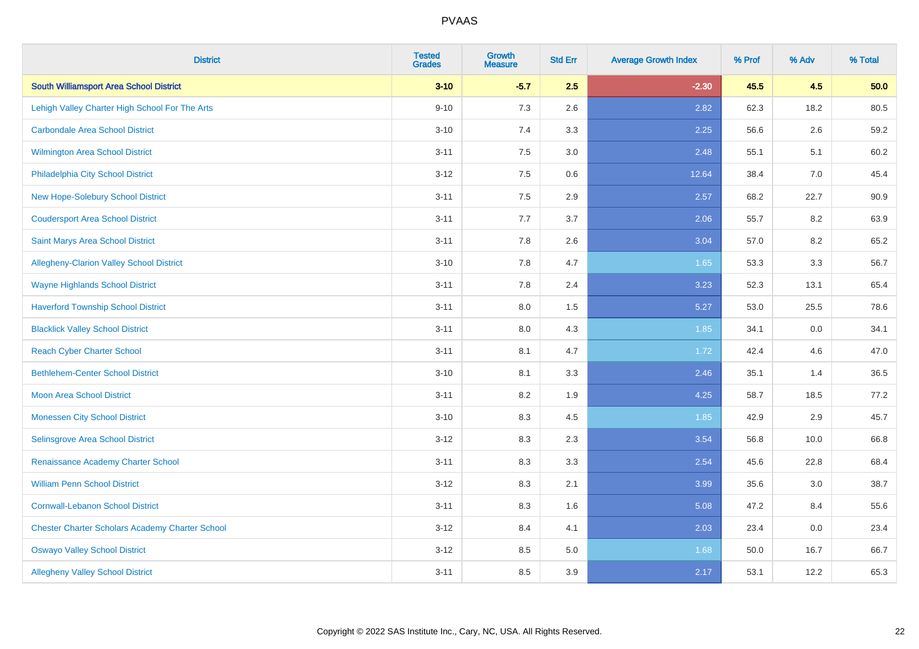| District | Tested Grades | Growth Measure | Std Err | Average Growth Index | % Prof | % Adv | % Total |
|---|---|---|---|---|---|---|---|
| **South Williamsport Area School District** | **3-10** | **-5.7** | **2.5** | **-2.30** | **45.5** | **4.5** | **50.0** |
| Lehigh Valley Charter High School For The Arts | 9-10 | 7.3 | 2.6 | 2.82 | 62.3 | 18.2 | 80.5 |
| Carbondale Area School District | 3-10 | 7.4 | 3.3 | 2.25 | 56.6 | 2.6 | 59.2 |
| Wilmington Area School District | 3-11 | 7.5 | 3.0 | 2.48 | 55.1 | 5.1 | 60.2 |
| Philadelphia City School District | 3-12 | 7.5 | 0.6 | 12.64 | 38.4 | 7.0 | 45.4 |
| New Hope-Solebury School District | 3-11 | 7.5 | 2.9 | 2.57 | 68.2 | 22.7 | 90.9 |
| Coudersport Area School District | 3-11 | 7.7 | 3.7 | 2.06 | 55.7 | 8.2 | 63.9 |
| Saint Marys Area School District | 3-11 | 7.8 | 2.6 | 3.04 | 57.0 | 8.2 | 65.2 |
| Allegheny-Clarion Valley School District | 3-10 | 7.8 | 4.7 | 1.65 | 53.3 | 3.3 | 56.7 |
| Wayne Highlands School District | 3-11 | 7.8 | 2.4 | 3.23 | 52.3 | 13.1 | 65.4 |
| Haverford Township School District | 3-11 | 8.0 | 1.5 | 5.27 | 53.0 | 25.5 | 78.6 |
| Blacklick Valley School District | 3-11 | 8.0 | 4.3 | 1.85 | 34.1 | 0.0 | 34.1 |
| Reach Cyber Charter School | 3-11 | 8.1 | 4.7 | 1.72 | 42.4 | 4.6 | 47.0 |
| Bethlehem-Center School District | 3-10 | 8.1 | 3.3 | 2.46 | 35.1 | 1.4 | 36.5 |
| Moon Area School District | 3-11 | 8.2 | 1.9 | 4.25 | 58.7 | 18.5 | 77.2 |
| Monessen City School District | 3-10 | 8.3 | 4.5 | 1.85 | 42.9 | 2.9 | 45.7 |
| Selinsgrove Area School District | 3-12 | 8.3 | 2.3 | 3.54 | 56.8 | 10.0 | 66.8 |
| Renaissance Academy Charter School | 3-11 | 8.3 | 3.3 | 2.54 | 45.6 | 22.8 | 68.4 |
| William Penn School District | 3-12 | 8.3 | 2.1 | 3.99 | 35.6 | 3.0 | 38.7 |
| Cornwall-Lebanon School District | 3-11 | 8.3 | 1.6 | 5.08 | 47.2 | 8.4 | 55.6 |
| Chester Charter Scholars Academy Charter School | 3-12 | 8.4 | 4.1 | 2.03 | 23.4 | 0.0 | 23.4 |
| Oswayo Valley School District | 3-12 | 8.5 | 5.0 | 1.68 | 50.0 | 16.7 | 66.7 |
| Allegheny Valley School District | 3-11 | 8.5 | 3.9 | 2.17 | 53.1 | 12.2 | 65.3 |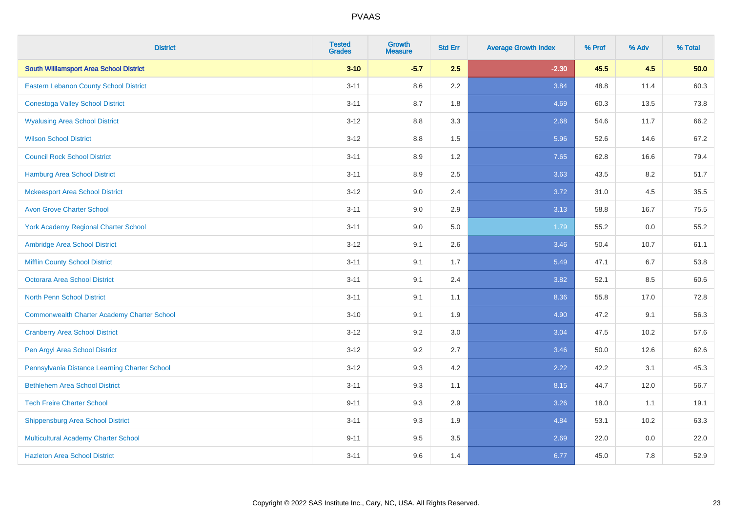| District | Tested Grades | Growth Measure | Std Err | Average Growth Index | % Prof | % Adv | % Total |
|---|---|---|---|---|---|---|---|
| **South Williamsport Area School District** | **3-10** | **-5.7** | **2.5** | **-2.30** | **45.5** | **4.5** | **50.0** |
| Eastern Lebanon County School District | 3-11 | 8.6 | 2.2 | 3.84 | 48.8 | 11.4 | 60.3 |
| Conestoga Valley School District | 3-11 | 8.7 | 1.8 | 4.69 | 60.3 | 13.5 | 73.8 |
| Wyalusing Area School District | 3-12 | 8.8 | 3.3 | 2.68 | 54.6 | 11.7 | 66.2 |
| Wilson School District | 3-12 | 8.8 | 1.5 | 5.96 | 52.6 | 14.6 | 67.2 |
| Council Rock School District | 3-11 | 8.9 | 1.2 | 7.65 | 62.8 | 16.6 | 79.4 |
| Hamburg Area School District | 3-11 | 8.9 | 2.5 | 3.63 | 43.5 | 8.2 | 51.7 |
| Mckeesport Area School District | 3-12 | 9.0 | 2.4 | 3.72 | 31.0 | 4.5 | 35.5 |
| Avon Grove Charter School | 3-11 | 9.0 | 2.9 | 3.13 | 58.8 | 16.7 | 75.5 |
| York Academy Regional Charter School | 3-11 | 9.0 | 5.0 | 1.79 | 55.2 | 0.0 | 55.2 |
| Ambridge Area School District | 3-12 | 9.1 | 2.6 | 3.46 | 50.4 | 10.7 | 61.1 |
| Mifflin County School District | 3-11 | 9.1 | 1.7 | 5.49 | 47.1 | 6.7 | 53.8 |
| Octorara Area School District | 3-11 | 9.1 | 2.4 | 3.82 | 52.1 | 8.5 | 60.6 |
| North Penn School District | 3-11 | 9.1 | 1.1 | 8.36 | 55.8 | 17.0 | 72.8 |
| Commonwealth Charter Academy Charter School | 3-10 | 9.1 | 1.9 | 4.90 | 47.2 | 9.1 | 56.3 |
| Cranberry Area School District | 3-12 | 9.2 | 3.0 | 3.04 | 47.5 | 10.2 | 57.6 |
| Pen Argyl Area School District | 3-12 | 9.2 | 2.7 | 3.46 | 50.0 | 12.6 | 62.6 |
| Pennsylvania Distance Learning Charter School | 3-12 | 9.3 | 4.2 | 2.22 | 42.2 | 3.1 | 45.3 |
| Bethlehem Area School District | 3-11 | 9.3 | 1.1 | 8.15 | 44.7 | 12.0 | 56.7 |
| Tech Freire Charter School | 9-11 | 9.3 | 2.9 | 3.26 | 18.0 | 1.1 | 19.1 |
| Shippensburg Area School District | 3-11 | 9.3 | 1.9 | 4.84 | 53.1 | 10.2 | 63.3 |
| Multicultural Academy Charter School | 9-11 | 9.5 | 3.5 | 2.69 | 22.0 | 0.0 | 22.0 |
| Hazleton Area School District | 3-11 | 9.6 | 1.4 | 6.77 | 45.0 | 7.8 | 52.9 |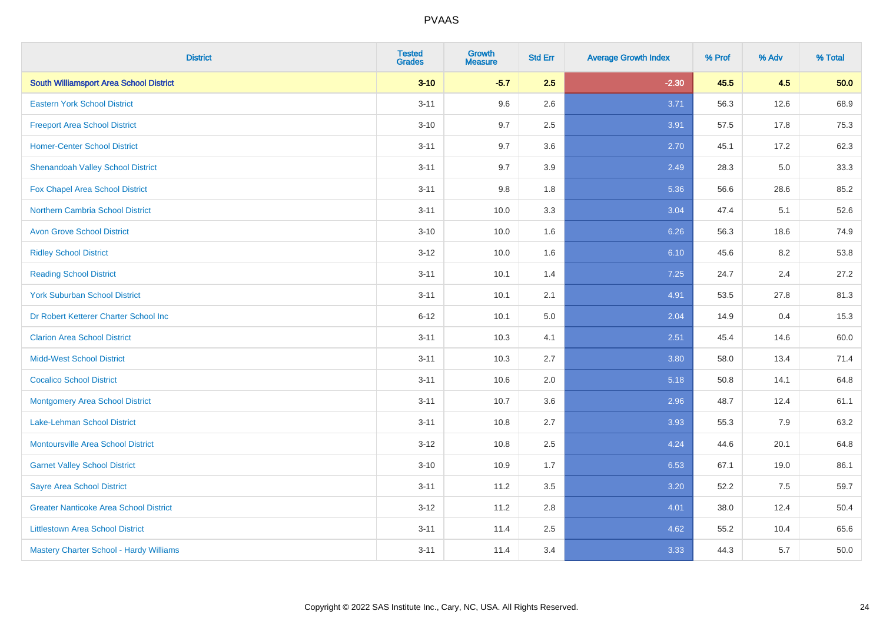# PVAAS

| District | Tested Grades | Growth Measure | Std Err | Average Growth Index | % Prof | % Adv | % Total |
|---|---|---|---|---|---|---|---|
| **South Williamsport Area School District** | **3-10** | **-5.7** | **2.5** | **-2.30** | **45.5** | **4.5** | **50.0** |
| Eastern York School District | 3-11 | 9.6 | 2.6 | 3.71 | 56.3 | 12.6 | 68.9 |
| Freeport Area School District | 3-10 | 9.7 | 2.5 | 3.91 | 57.5 | 17.8 | 75.3 |
| Homer-Center School District | 3-11 | 9.7 | 3.6 | 2.70 | 45.1 | 17.2 | 62.3 |
| Shenandoah Valley School District | 3-11 | 9.7 | 3.9 | 2.49 | 28.3 | 5.0 | 33.3 |
| Fox Chapel Area School District | 3-11 | 9.8 | 1.8 | 5.36 | 56.6 | 28.6 | 85.2 |
| Northern Cambria School District | 3-11 | 10.0 | 3.3 | 3.04 | 47.4 | 5.1 | 52.6 |
| Avon Grove School District | 3-10 | 10.0 | 1.6 | 6.26 | 56.3 | 18.6 | 74.9 |
| Ridley School District | 3-12 | 10.0 | 1.6 | 6.10 | 45.6 | 8.2 | 53.8 |
| Reading School District | 3-11 | 10.1 | 1.4 | 7.25 | 24.7 | 2.4 | 27.2 |
| York Suburban School District | 3-11 | 10.1 | 2.1 | 4.91 | 53.5 | 27.8 | 81.3 |
| Dr Robert Ketterer Charter School Inc | 6-12 | 10.1 | 5.0 | 2.04 | 14.9 | 0.4 | 15.3 |
| Clarion Area School District | 3-11 | 10.3 | 4.1 | 2.51 | 45.4 | 14.6 | 60.0 |
| Midd-West School District | 3-11 | 10.3 | 2.7 | 3.80 | 58.0 | 13.4 | 71.4 |
| Cocalico School District | 3-11 | 10.6 | 2.0 | 5.18 | 50.8 | 14.1 | 64.8 |
| Montgomery Area School District | 3-11 | 10.7 | 3.6 | 2.96 | 48.7 | 12.4 | 61.1 |
| Lake-Lehman School District | 3-11 | 10.8 | 2.7 | 3.93 | 55.3 | 7.9 | 63.2 |
| Montoursville Area School District | 3-12 | 10.8 | 2.5 | 4.24 | 44.6 | 20.1 | 64.8 |
| Garnet Valley School District | 3-10 | 10.9 | 1.7 | 6.53 | 67.1 | 19.0 | 86.1 |
| Sayre Area School District | 3-11 | 11.2 | 3.5 | 3.20 | 52.2 | 7.5 | 59.7 |
| Greater Nanticoke Area School District | 3-12 | 11.2 | 2.8 | 4.01 | 38.0 | 12.4 | 50.4 |
| Littlestown Area School District | 3-11 | 11.4 | 2.5 | 4.62 | 55.2 | 10.4 | 65.6 |
| Mastery Charter School - Hardy Williams | 3-11 | 11.4 | 3.4 | 3.33 | 44.3 | 5.7 | 50.0 |

Copyright © 2022 SAS Institute Inc., Cary, NC, USA. All Rights Reserved.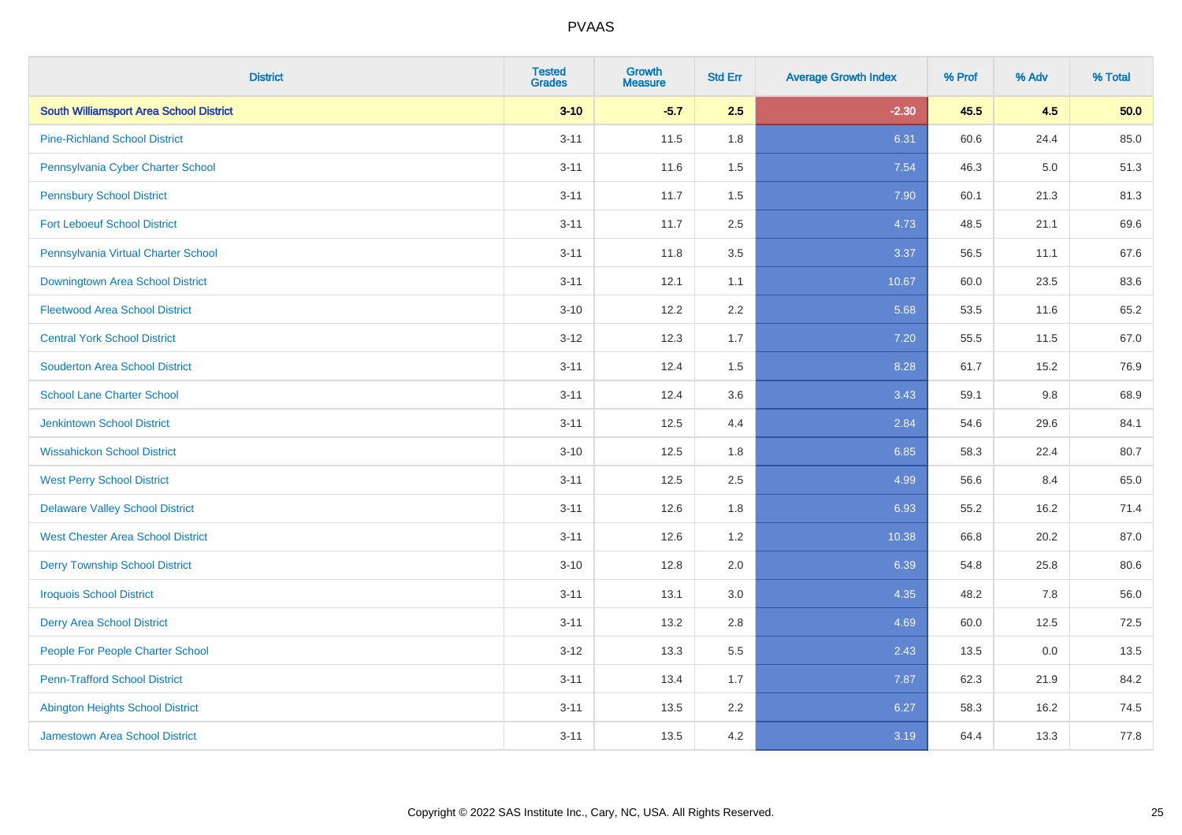# PVAAS

| District | Tested Grades | Growth Measure | Std Err | Average Growth Index | % Prof | % Adv | % Total |
|---|---|---|---|---|---|---|---|
| **South Williamsport Area School District** | **3-10** | **-5.7** | **2.5** | **-2.30** | **45.5** | **4.5** | **50.0** |
| Pine-Richland School District | 3-11 | 11.5 | 1.8 | 6.31 | 60.6 | 24.4 | 85.0 |
| Pennsylvania Cyber Charter School | 3-11 | 11.6 | 1.5 | 7.54 | 46.3 | 5.0 | 51.3 |
| Pennsbury School District | 3-11 | 11.7 | 1.5 | 7.90 | 60.1 | 21.3 | 81.3 |
| Fort Leboeuf School District | 3-11 | 11.7 | 2.5 | 4.73 | 48.5 | 21.1 | 69.6 |
| Pennsylvania Virtual Charter School | 3-11 | 11.8 | 3.5 | 3.37 | 56.5 | 11.1 | 67.6 |
| Downingtown Area School District | 3-11 | 12.1 | 1.1 | 10.67 | 60.0 | 23.5 | 83.6 |
| Fleetwood Area School District | 3-10 | 12.2 | 2.2 | 5.68 | 53.5 | 11.6 | 65.2 |
| Central York School District | 3-12 | 12.3 | 1.7 | 7.20 | 55.5 | 11.5 | 67.0 |
| Souderton Area School District | 3-11 | 12.4 | 1.5 | 8.28 | 61.7 | 15.2 | 76.9 |
| School Lane Charter School | 3-11 | 12.4 | 3.6 | 3.43 | 59.1 | 9.8 | 68.9 |
| Jenkintown School District | 3-11 | 12.5 | 4.4 | 2.84 | 54.6 | 29.6 | 84.1 |
| Wissahickon School District | 3-10 | 12.5 | 1.8 | 6.85 | 58.3 | 22.4 | 80.7 |
| West Perry School District | 3-11 | 12.5 | 2.5 | 4.99 | 56.6 | 8.4 | 65.0 |
| Delaware Valley School District | 3-11 | 12.6 | 1.8 | 6.93 | 55.2 | 16.2 | 71.4 |
| West Chester Area School District | 3-11 | 12.6 | 1.2 | 10.38 | 66.8 | 20.2 | 87.0 |
| Derry Township School District | 3-10 | 12.8 | 2.0 | 6.39 | 54.8 | 25.8 | 80.6 |
| Iroquois School District | 3-11 | 13.1 | 3.0 | 4.35 | 48.2 | 7.8 | 56.0 |
| Derry Area School District | 3-11 | 13.2 | 2.8 | 4.69 | 60.0 | 12.5 | 72.5 |
| People For People Charter School | 3-12 | 13.3 | 5.5 | 2.43 | 13.5 | 0.0 | 13.5 |
| Penn-Trafford School District | 3-11 | 13.4 | 1.7 | 7.87 | 62.3 | 21.9 | 84.2 |
| Abington Heights School District | 3-11 | 13.5 | 2.2 | 6.27 | 58.3 | 16.2 | 74.5 |
| Jamestown Area School District | 3-11 | 13.5 | 4.2 | 3.19 | 64.4 | 13.3 | 77.8 |

Copyright © 2022 SAS Institute Inc., Cary, NC, USA. All Rights Reserved.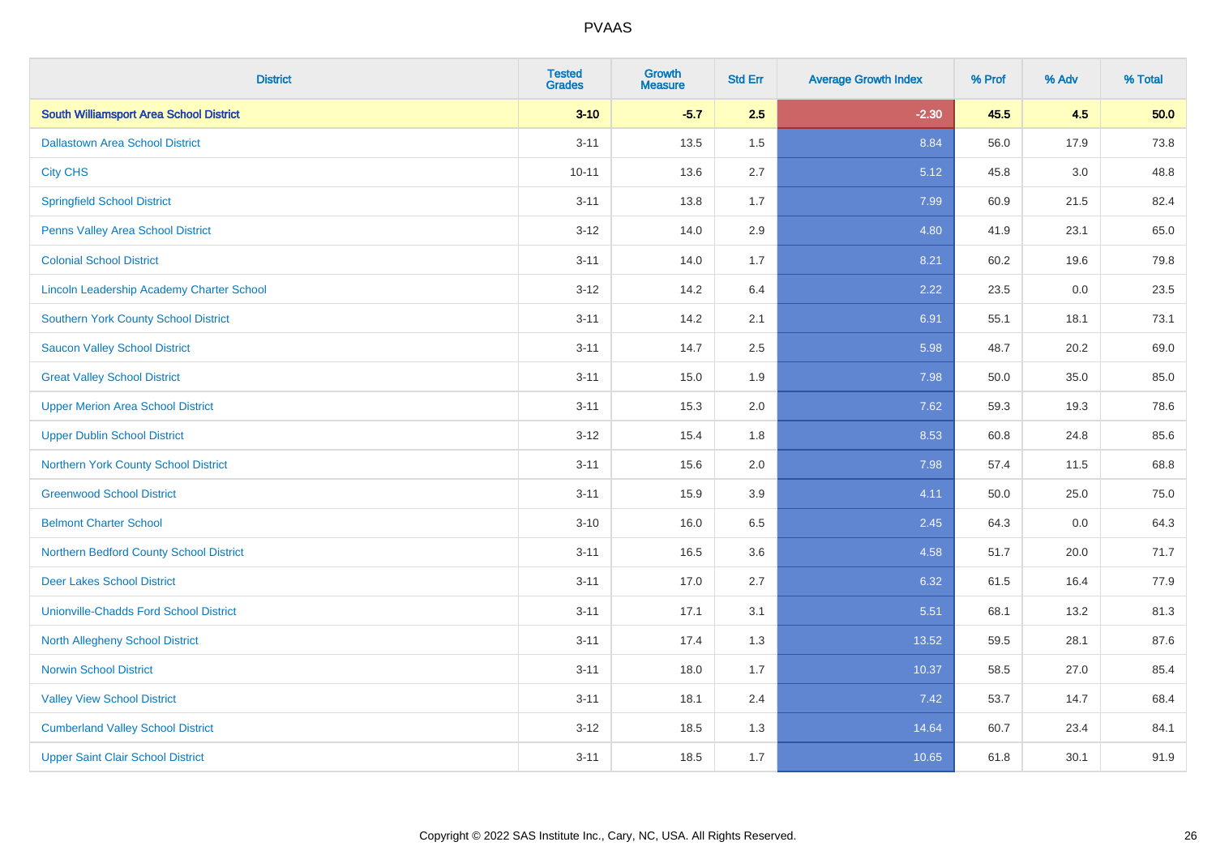# PVAAS

| District | Tested Grades | Growth Measure | Std Err | Average Growth Index | % Prof | % Adv | % Total |
|---|---|---|---|---|---|---|---|
| **South Williamsport Area School District** | **3-10** | **-5.7** | **2.5** | **-2.30** | **45.5** | **4.5** | **50.0** |
| Dallastown Area School District | 3-11 | 13.5 | 1.5 | 8.84 | 56.0 | 17.9 | 73.8 |
| City CHS | 10-11 | 13.6 | 2.7 | 5.12 | 45.8 | 3.0 | 48.8 |
| Springfield School District | 3-11 | 13.8 | 1.7 | 7.99 | 60.9 | 21.5 | 82.4 |
| Penns Valley Area School District | 3-12 | 14.0 | 2.9 | 4.80 | 41.9 | 23.1 | 65.0 |
| Colonial School District | 3-11 | 14.0 | 1.7 | 8.21 | 60.2 | 19.6 | 79.8 |
| Lincoln Leadership Academy Charter School | 3-12 | 14.2 | 6.4 | 2.22 | 23.5 | 0.0 | 23.5 |
| Southern York County School District | 3-11 | 14.2 | 2.1 | 6.91 | 55.1 | 18.1 | 73.1 |
| Saucon Valley School District | 3-11 | 14.7 | 2.5 | 5.98 | 48.7 | 20.2 | 69.0 |
| Great Valley School District | 3-11 | 15.0 | 1.9 | 7.98 | 50.0 | 35.0 | 85.0 |
| Upper Merion Area School District | 3-11 | 15.3 | 2.0 | 7.62 | 59.3 | 19.3 | 78.6 |
| Upper Dublin School District | 3-12 | 15.4 | 1.8 | 8.53 | 60.8 | 24.8 | 85.6 |
| Northern York County School District | 3-11 | 15.6 | 2.0 | 7.98 | 57.4 | 11.5 | 68.8 |
| Greenwood School District | 3-11 | 15.9 | 3.9 | 4.11 | 50.0 | 25.0 | 75.0 |
| Belmont Charter School | 3-10 | 16.0 | 6.5 | 2.45 | 64.3 | 0.0 | 64.3 |
| Northern Bedford County School District | 3-11 | 16.5 | 3.6 | 4.58 | 51.7 | 20.0 | 71.7 |
| Deer Lakes School District | 3-11 | 17.0 | 2.7 | 6.32 | 61.5 | 16.4 | 77.9 |
| Unionville-Chadds Ford School District | 3-11 | 17.1 | 3.1 | 5.51 | 68.1 | 13.2 | 81.3 |
| North Allegheny School District | 3-11 | 17.4 | 1.3 | 13.52 | 59.5 | 28.1 | 87.6 |
| Norwin School District | 3-11 | 18.0 | 1.7 | 10.37 | 58.5 | 27.0 | 85.4 |
| Valley View School District | 3-11 | 18.1 | 2.4 | 7.42 | 53.7 | 14.7 | 68.4 |
| Cumberland Valley School District | 3-12 | 18.5 | 1.3 | 14.64 | 60.7 | 23.4 | 84.1 |
| Upper Saint Clair School District | 3-11 | 18.5 | 1.7 | 10.65 | 61.8 | 30.1 | 91.9 |

Copyright © 2022 SAS Institute Inc., Cary, NC, USA. All Rights Reserved.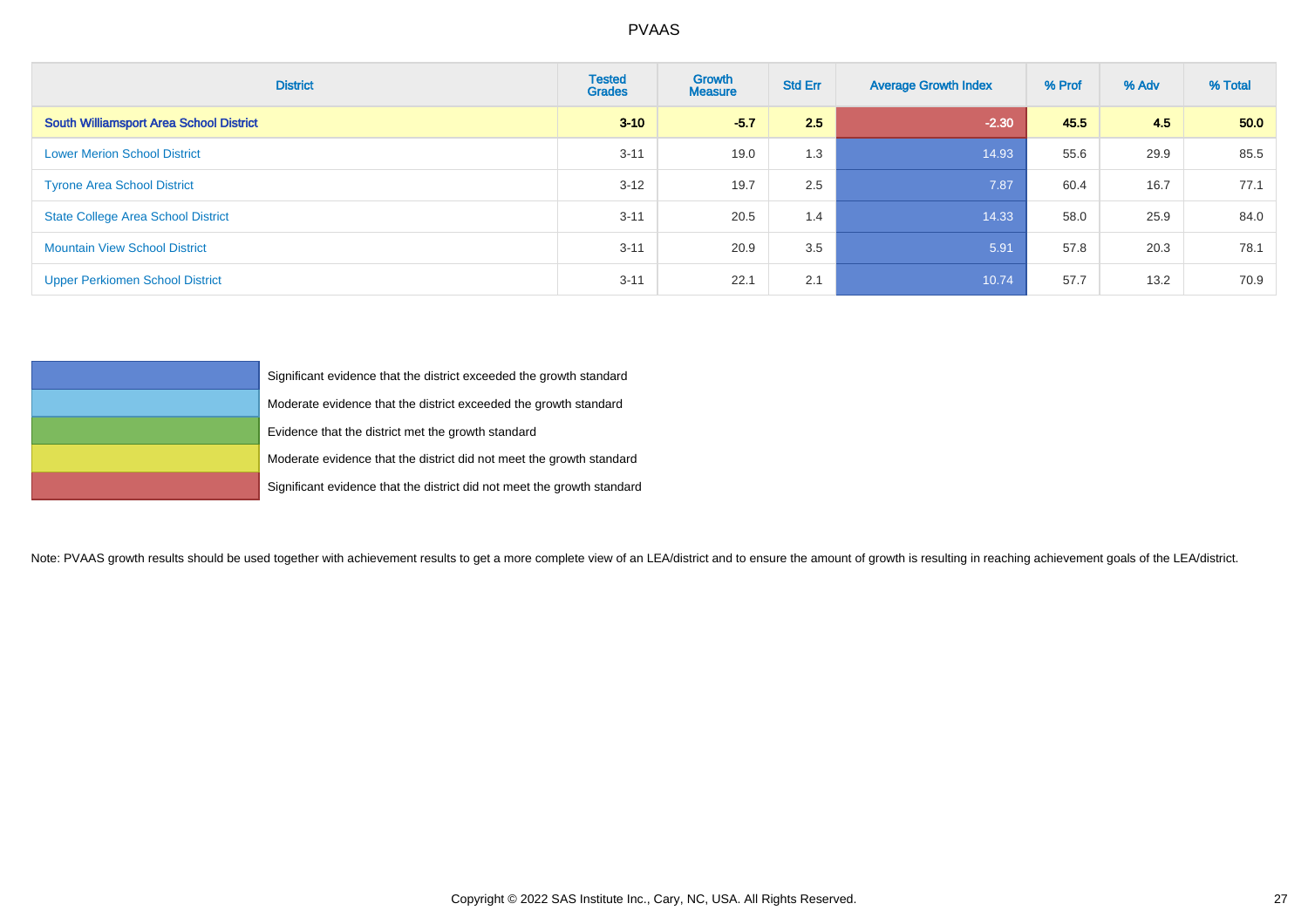# PVAAS

| District | Tested Grades | Growth Measure | Std Err | Average Growth Index | % Prof | % Adv | % Total |
|---|---|---|---|---|---|---|---|
| **South Williamsport Area School District** | **3-10** | **-5.7** | **2.5** | **-2.30** | **45.5** | **4.5** | **50.0** |
| Lower Merion School District | 3-11 | 19.0 | 1.3 | 14.93 | 55.6 | 29.9 | 85.5 |
| Tyrone Area School District | 3-12 | 19.7 | 2.5 | 7.87 | 60.4 | 16.7 | 77.1 |
| State College Area School District | 3-11 | 20.5 | 1.4 | 14.33 | 58.0 | 25.9 | 84.0 |
| Mountain View School District | 3-11 | 20.9 | 3.5 | 5.91 | 57.8 | 20.3 | 78.1 |
| Upper Perkiomen School District | 3-11 | 22.1 | 2.1 | 10.74 | 57.7 | 13.2 | 70.9 |

Significant evidence that the district exceeded the growth standard

Moderate evidence that the district exceeded the growth standard

Evidence that the district met the growth standard

Moderate evidence that the district did not meet the growth standard

Significant evidence that the district did not meet the growth standard

Note: PVAAS growth results should be used together with achievement results to get a more complete view of an LEA/district and to ensure the amount of growth is resulting in reaching achievement goals of the LEA/district.

Copyright © 2022 SAS Institute Inc., Cary, NC, USA. All Rights Reserved.